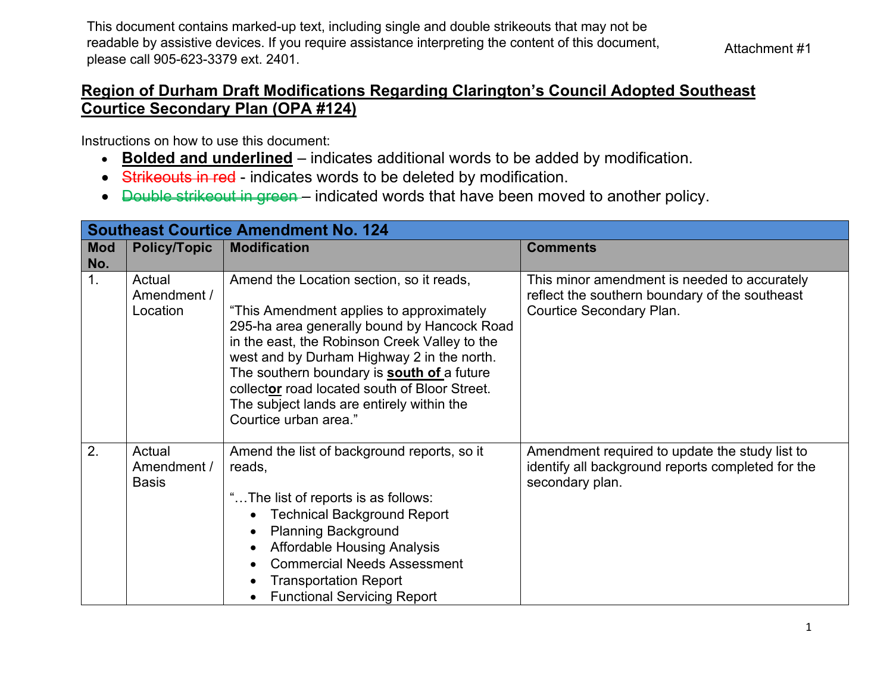This document contains marked-up text, including single and double strikeouts that may not be readable by assistive devices. If you require assistance interpreting the content of this document, please call 905-623-3379 ext. 2401.

Attachment #1

# Region of Durham Draft Modifications Regarding Clarington's Council Adopted Southeast Courtice Secondary Plan (OPA #124)

Instructions on how to use this document:

- **Bolded and underlined** – indicates additional words to be added by modification.
- ~~Strikeouts in red~~ - indicates words to be deleted by modification.
- ~~Double strikeout in green~~ – indicated words that have been moved to another policy.

| Southeast Courtice Amendment No. 124 | | | |
|---|---|---|---|
| **Mod No.** | **Policy/Topic** | **Modification** | **Comments** |
| 1. | Actual Amendment / Location | Amend the Location section, so it reads,<br><br>"This Amendment applies to approximately 295-ha area generally bound by Hancock Road in the east, the Robinson Creek Valley to the west and by Durham Highway 2 in the north. The southern boundary is **south of** a future collect**or** road located south of Bloor Street. The subject lands are entirely within the Courtice urban area." | This minor amendment is needed to accurately reflect the southern boundary of the southeast Courtice Secondary Plan. |
| 2. | Actual Amendment / Basis | Amend the list of background reports, so it reads,<br><br>"…The list of reports is as follows:<br>• Technical Background Report<br>• Planning Background<br>• Affordable Housing Analysis<br>• Commercial Needs Assessment<br>• Transportation Report<br>• Functional Servicing Report | Amendment required to update the study list to identify all background reports completed for the secondary plan. |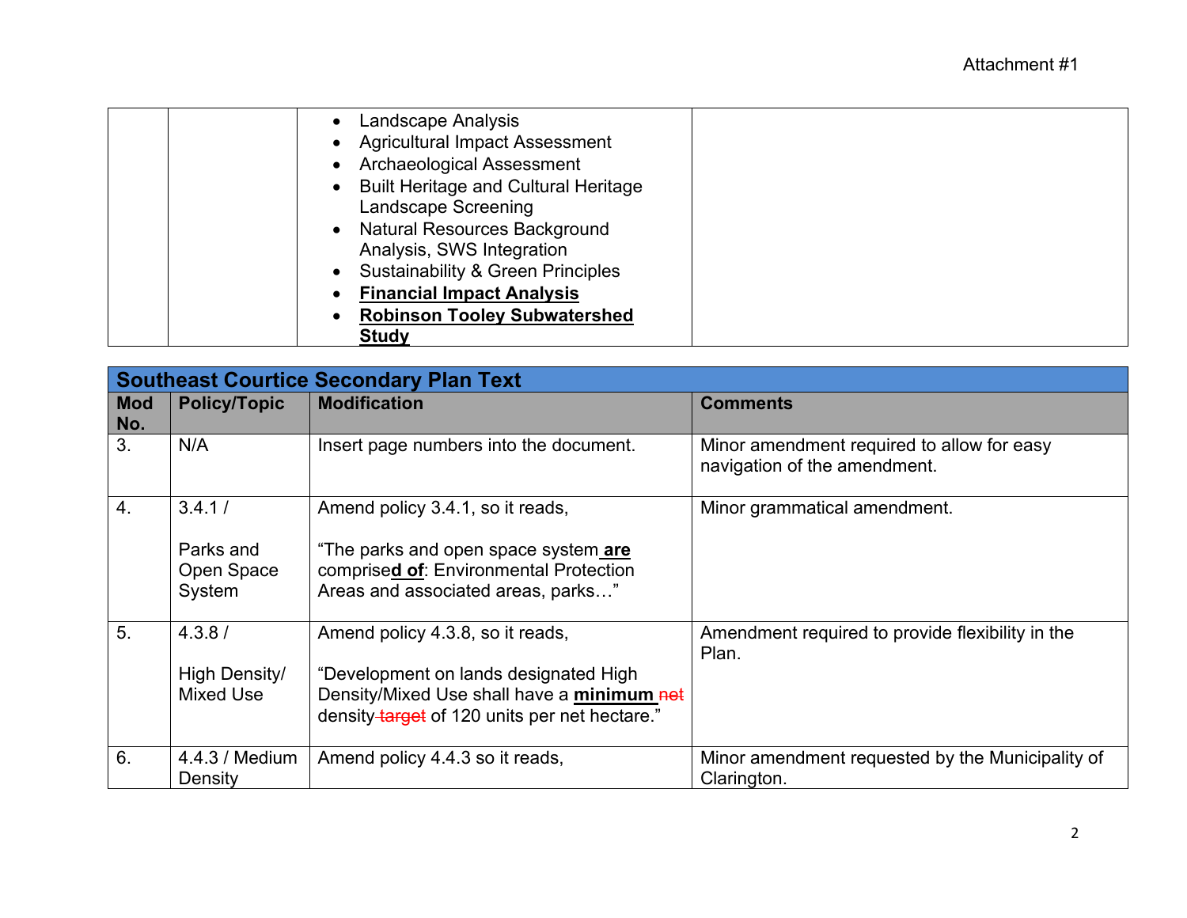Attachment #1

| | | | |
|---|---|---|---|
| | | • Landscape Analysis<br>• Agricultural Impact Assessment<br>• Archaeological Assessment<br>• Built Heritage and Cultural Heritage Landscape Screening<br>• Natural Resources Background Analysis, SWS Integration<br>• Sustainability & Green Principles<br>• **Financial Impact Analysis**<br>• **Robinson Tooley Subwatershed Study** | |

| **Southeast Courtice Secondary Plan Text** | | | |
|---|---|---|---|
| **Mod No.** | **Policy/Topic** | **Modification** | **Comments** |
| 3. | N/A | Insert page numbers into the document. | Minor amendment required to allow for easy navigation of the amendment. |
| 4. | 3.4.1 / Parks and Open Space System | Amend policy 3.4.1, so it reads,<br><br>"The parks and open space system **are** comprise**d of**: Environmental Protection Areas and associated areas, parks…" | Minor grammatical amendment. |
| 5. | 4.3.8 / High Density/ Mixed Use | Amend policy 4.3.8, so it reads,<br><br>"Development on lands designated High Density/Mixed Use shall have a **minimum** ~~net~~ density ~~target~~ of 120 units per net hectare." | Amendment required to provide flexibility in the Plan. |
| 6. | 4.4.3 / Medium Density | Amend policy 4.4.3 so it reads, | Minor amendment requested by the Municipality of Clarington. |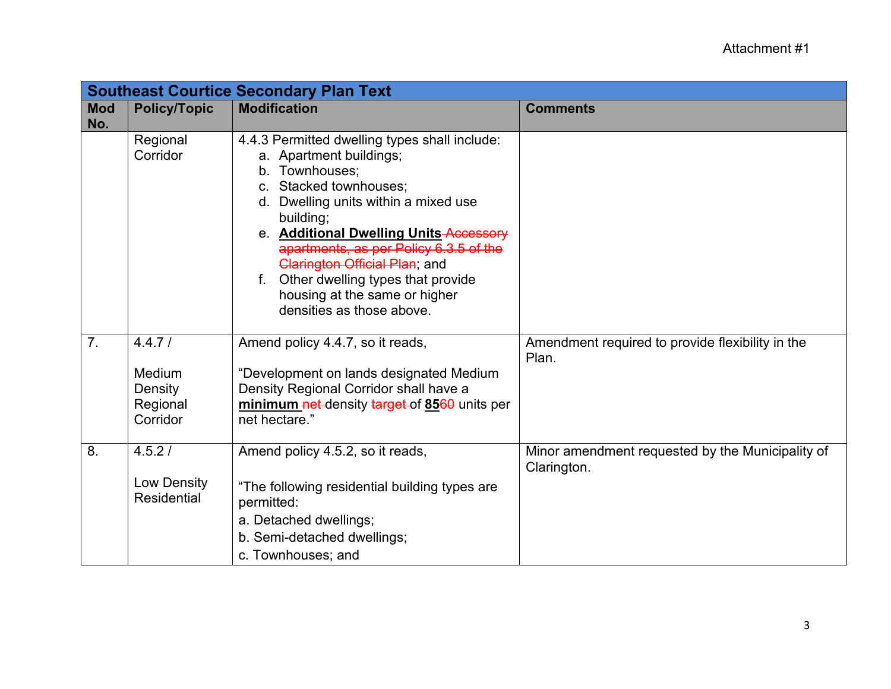| Southeast Courtice Secondary Plan Text | | | |
|---|---|---|---|
| **Mod No.** | **Policy/Topic** | **Modification** | **Comments** |
| | Regional Corridor | 4.4.3 Permitted dwelling types shall include:<br>a. Apartment buildings;<br>b. Townhouses;<br>c. Stacked townhouses;<br>d. Dwelling units within a mixed use building;<br>e. **Additional Dwelling Units** ~~Accessory apartments, as per Policy 6.3.5 of the Clarington Official Plan~~; and<br>f. Other dwelling types that provide housing at the same or higher densities as those above. | |
| 7. | 4.4.7 /<br><br>Medium Density Regional Corridor | Amend policy 4.4.7, so it reads,<br><br>"Development on lands designated Medium Density Regional Corridor shall have a **minimum** ~~net~~ density ~~target~~ of **85**~~60~~ units per net hectare." | Amendment required to provide flexibility in the Plan. |
| 8. | 4.5.2 /<br><br>Low Density Residential | Amend policy 4.5.2, so it reads,<br><br>"The following residential building types are permitted:<br>a. Detached dwellings;<br>b. Semi-detached dwellings;<br>c. Townhouses; and | Minor amendment requested by the Municipality of Clarington. |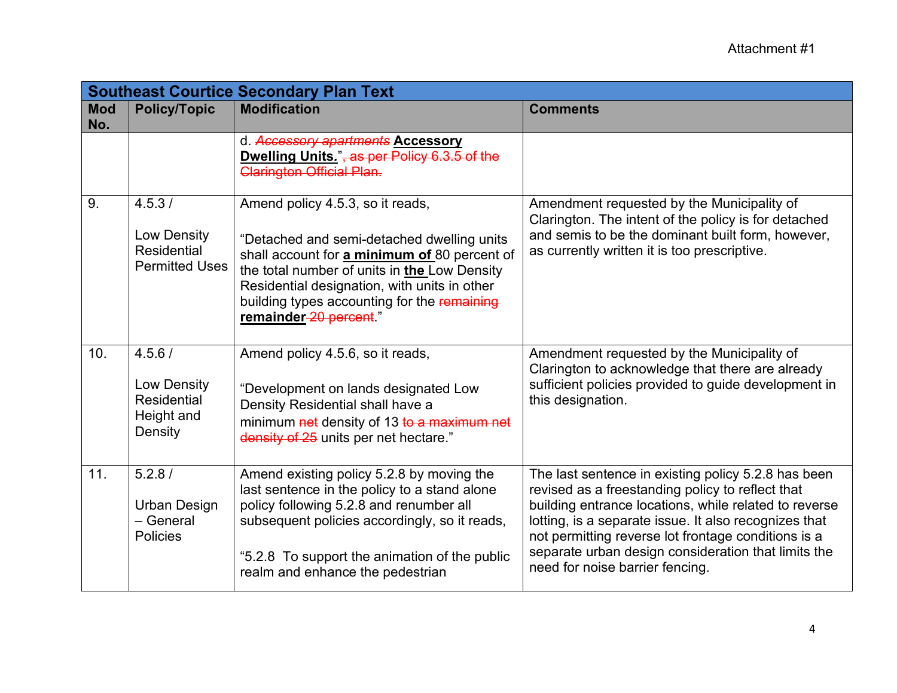Attachment #1

| Southeast Courtice Secondary Plan Text | | | |
|---|---|---|---|
| **Mod No.** | **Policy/Topic** | **Modification** | **Comments** |
| | | d. ~~*Accessory apartments*~~ **<u>Accessory Dwelling Units.</u>**"~~, as per Policy 6.3.5 of the Clarington Official Plan.~~ | |
| 9. | 4.5.3 / Low Density Residential Permitted Uses | Amend policy 4.5.3, so it reads, "Detached and semi-detached dwelling units shall account for **<u>a minimum of</u>** 80 percent of the total number of units in **<u>the</u>** Low Density Residential designation, with units in other building types accounting for the ~~remaining~~ **<u>remainder</u>** ~~20 percent~~." | Amendment requested by the Municipality of Clarington. The intent of the policy is for detached and semis to be the dominant built form, however, as currently written it is too prescriptive. |
| 10. | 4.5.6 / Low Density Residential Height and Density | Amend policy 4.5.6, so it reads, "Development on lands designated Low Density Residential shall have a minimum ~~net~~ density of 13 ~~to a maximum net density of 25~~ units per net hectare." | Amendment requested by the Municipality of Clarington to acknowledge that there are already sufficient policies provided to guide development in this designation. |
| 11. | 5.2.8 / Urban Design – General Policies | Amend existing policy 5.2.8 by moving the last sentence in the policy to a stand alone policy following 5.2.8 and renumber all subsequent policies accordingly, so it reads, "5.2.8 To support the animation of the public realm and enhance the pedestrian | The last sentence in existing policy 5.2.8 has been revised as a freestanding policy to reflect that building entrance locations, while related to reverse lotting, is a separate issue. It also recognizes that not permitting reverse lot frontage conditions is a separate urban design consideration that limits the need for noise barrier fencing. |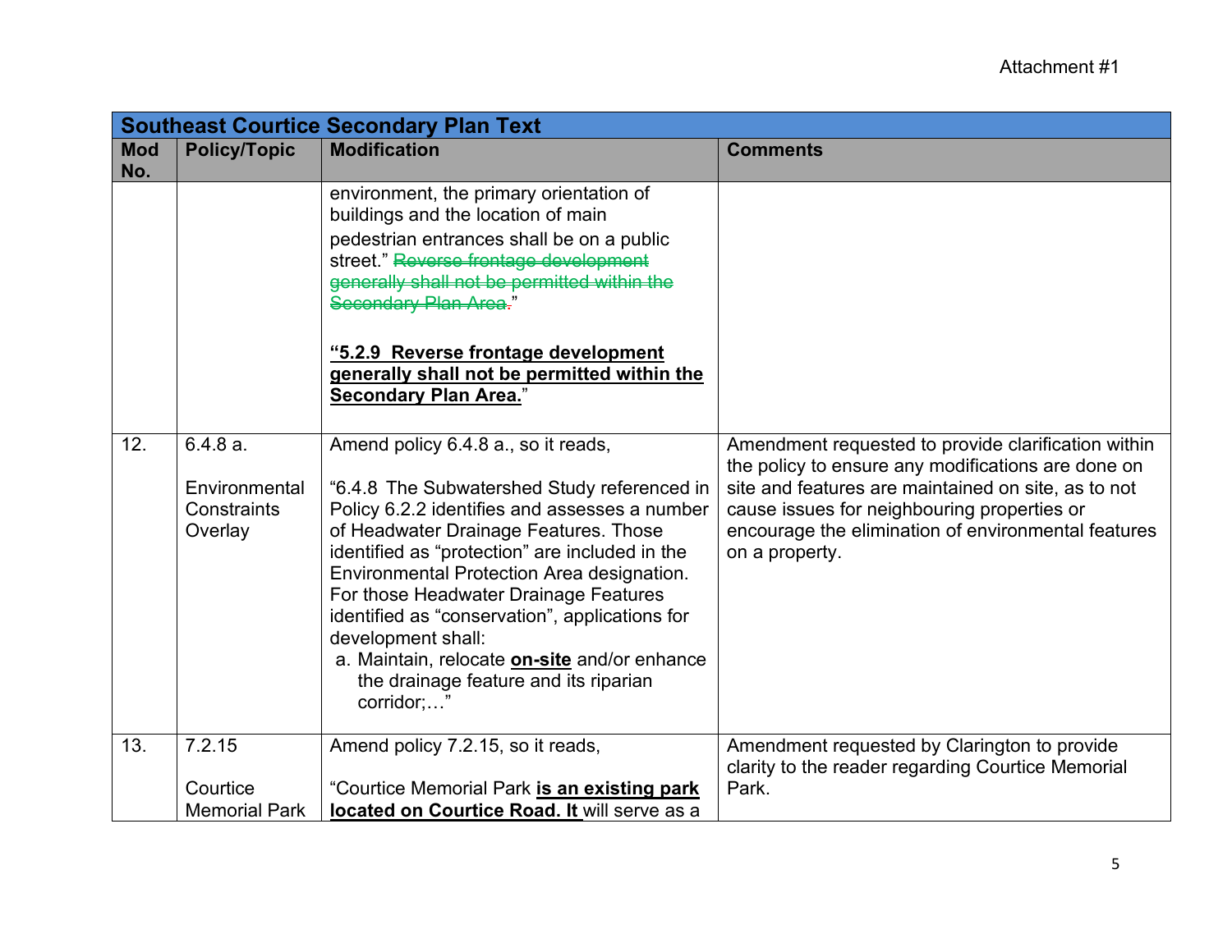Attachment #1

| Southeast Courtice Secondary Plan Text | | | |
|---|---|---|---|
| **Mod No.** | **Policy/Topic** | **Modification** | **Comments** |
| | | environment, the primary orientation of buildings and the location of main pedestrian entrances shall be on a public street." ~~Reverse frontage development generally shall not be permitted within the Secondary Plan Area.~~"<br><br>**"5.2.9 Reverse frontage development generally shall not be permitted within the Secondary Plan Area.**" | |
| 12. | 6.4.8 a.<br><br>Environmental Constraints Overlay | Amend policy 6.4.8 a., so it reads,<br><br>"6.4.8 The Subwatershed Study referenced in Policy 6.2.2 identifies and assesses a number of Headwater Drainage Features. Those identified as "protection" are included in the Environmental Protection Area designation. For those Headwater Drainage Features identified as "conservation", applications for development shall:<br>a. Maintain, relocate **on-site** and/or enhance the drainage feature and its riparian corridor;…" | Amendment requested to provide clarification within the policy to ensure any modifications are done on site and features are maintained on site, as to not cause issues for neighbouring properties or encourage the elimination of environmental features on a property. |
| 13. | 7.2.15<br><br>Courtice Memorial Park | Amend policy 7.2.15, so it reads,<br><br>"Courtice Memorial Park **is an existing park located on Courtice Road. It** will serve as a | Amendment requested by Clarington to provide clarity to the reader regarding Courtice Memorial Park. |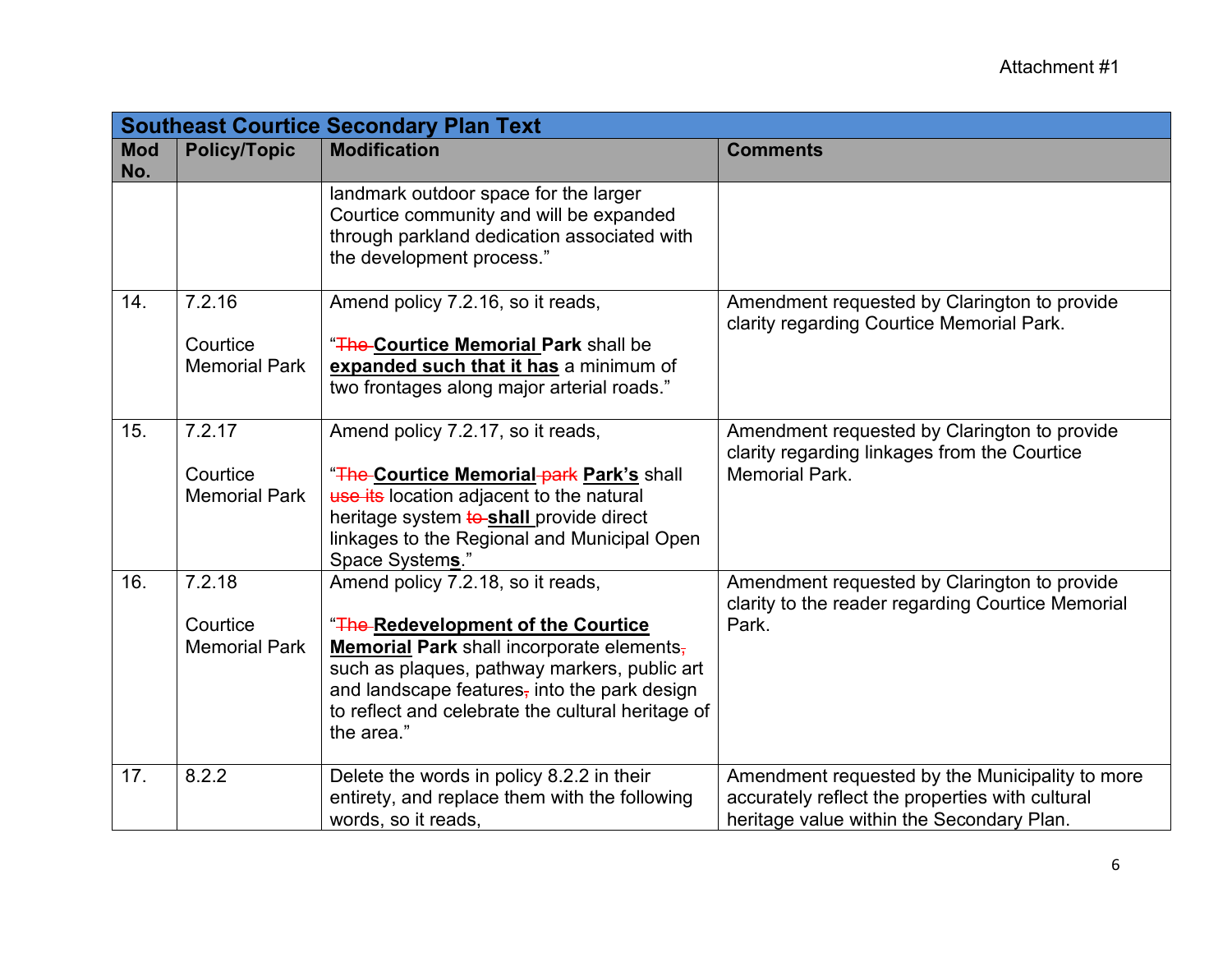| Southeast Courtice Secondary Plan Text | | | |
|---|---|---|---|
| **Mod No.** | **Policy/Topic** | **Modification** | **Comments** |
| | | landmark outdoor space for the larger Courtice community and will be expanded through parkland dedication associated with the development process." | |
| 14. | 7.2.16<br><br>Courtice Memorial Park | Amend policy 7.2.16, so it reads,<br><br>"~~The~~ **Courtice Memorial Park** shall be **expanded such that it has** a minimum of two frontages along major arterial roads." | Amendment requested by Clarington to provide clarity regarding Courtice Memorial Park. |
| 15. | 7.2.17<br><br>Courtice Memorial Park | Amend policy 7.2.17, so it reads,<br><br>"~~The~~ **Courtice Memorial** ~~park~~ **Park's** shall ~~use its~~ location adjacent to the natural heritage system ~~to~~ **shall** provide direct linkages to the Regional and Municipal Open Space System**s**." | Amendment requested by Clarington to provide clarity regarding linkages from the Courtice Memorial Park. |
| 16. | 7.2.18<br><br>Courtice Memorial Park | Amend policy 7.2.18, so it reads,<br><br>"~~The~~ **Redevelopment of the Courtice Memorial Park** shall incorporate elements~~,~~ such as plaques, pathway markers, public art and landscape features~~,~~ into the park design to reflect and celebrate the cultural heritage of the area." | Amendment requested by Clarington to provide clarity to the reader regarding Courtice Memorial Park. |
| 17. | 8.2.2 | Delete the words in policy 8.2.2 in their entirety, and replace them with the following words, so it reads, | Amendment requested by the Municipality to more accurately reflect the properties with cultural heritage value within the Secondary Plan. |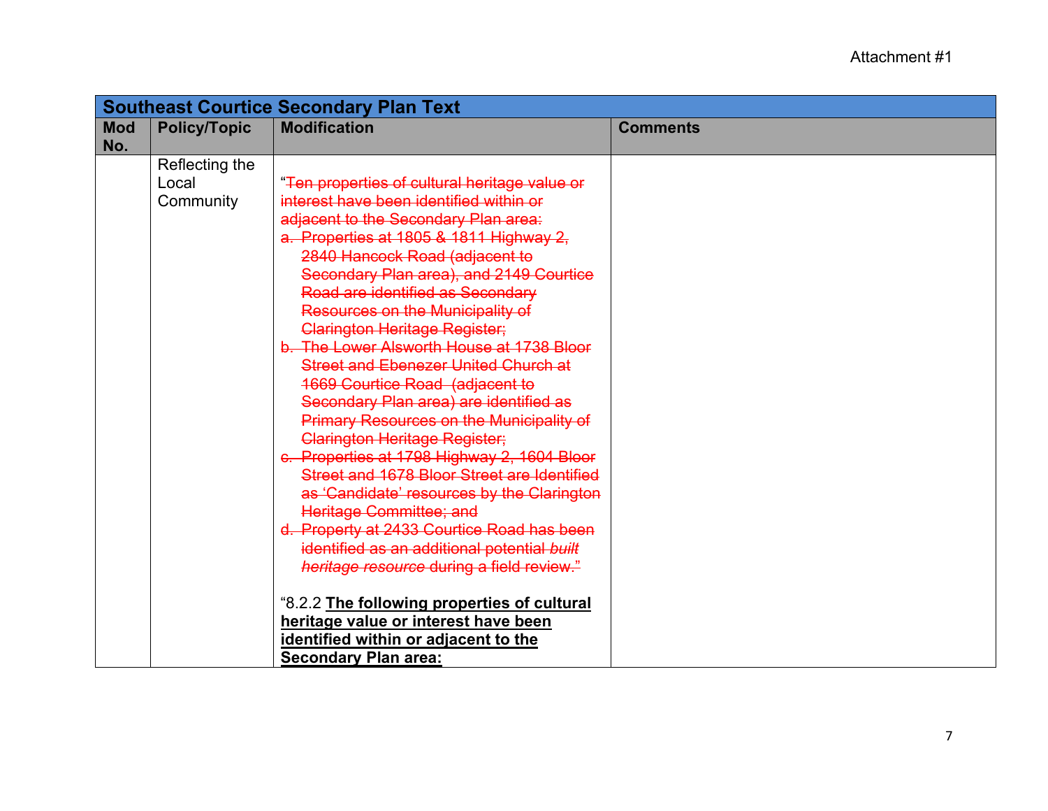| Southeast Courtice Secondary Plan Text | | | |
|---|---|---|---|
| **Mod No.** | **Policy/Topic** | **Modification** | **Comments** |
| | Reflecting the Local Community | "~~Ten properties of cultural heritage value or interest have been identified within or adjacent to the Secondary Plan area:~~<br>~~a. Properties at 1805 & 1811 Highway 2, 2840 Hancock Road (adjacent to Secondary Plan area), and 2149 Courtice Road are identified as Secondary Resources on the Municipality of Clarington Heritage Register;~~<br>~~b. The Lower Alsworth House at 1738 Bloor Street and Ebenezer United Church at 1669 Courtice Road (adjacent to Secondary Plan area) are identified as Primary Resources on the Municipality of Clarington Heritage Register;~~<br>~~c. Properties at 1798 Highway 2, 1604 Bloor Street and 1678 Bloor Street are Identified as 'Candidate' resources by the Clarington Heritage Committee; and~~<br>~~d. Property at 2433 Courtice Road has been identified as an additional potential *built heritage resource* during a field review."~~<br><br>"8.2.2 **The following properties of cultural heritage value or interest have been identified within or adjacent to the Secondary Plan area:** | |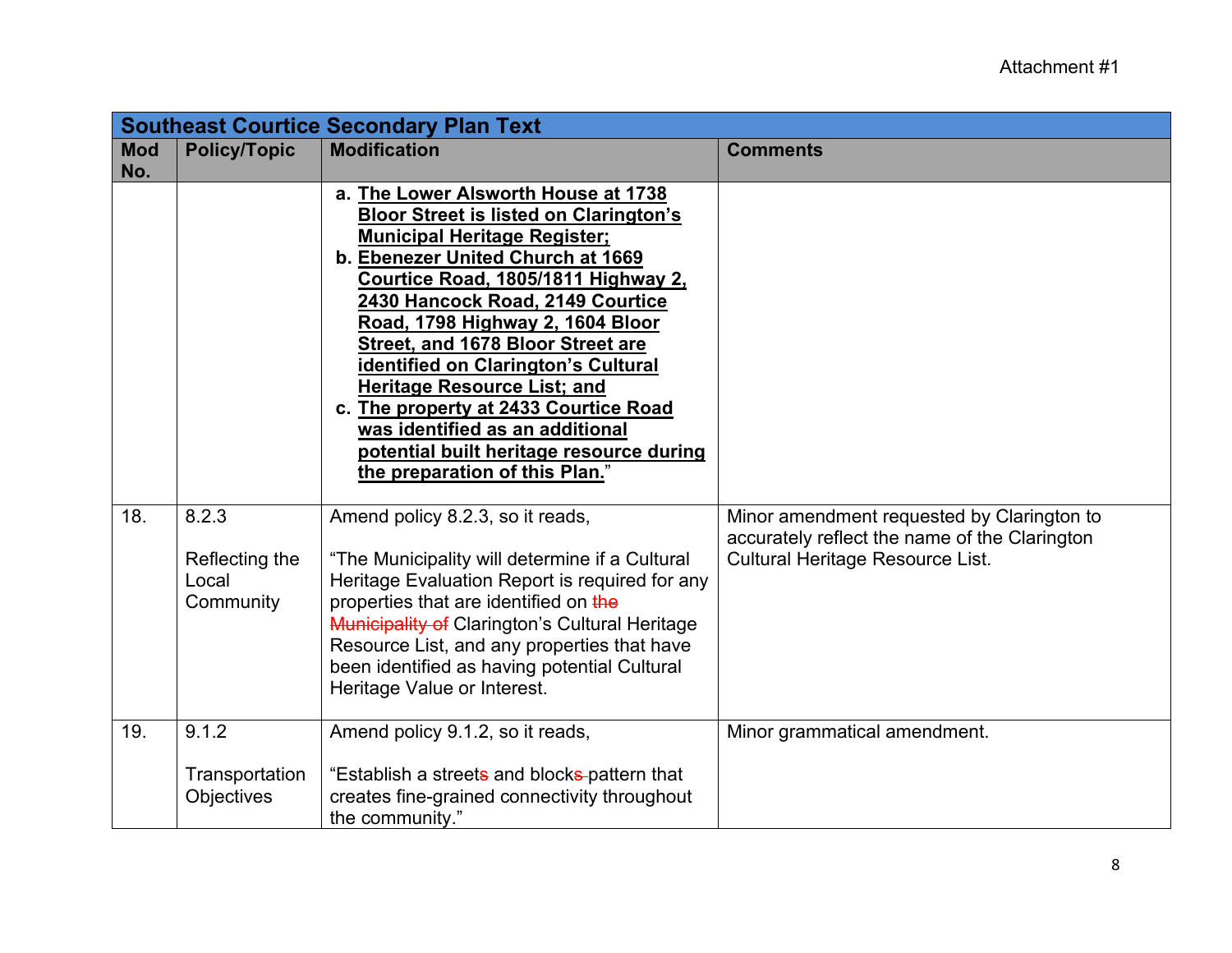| Southeast Courtice Secondary Plan Text | | | |
|---|---|---|---|
| Mod No. | Policy/Topic | Modification | Comments |
| | | a. **<u>The Lower Alsworth House at 1738 Bloor Street is listed on Clarington's Municipal Heritage Register;</u>**<br>b. **<u>Ebenezer United Church at 1669 Courtice Road, 1805/1811 Highway 2, 2430 Hancock Road, 2149 Courtice Road, 1798 Highway 2, 1604 Bloor Street, and 1678 Bloor Street are identified on Clarington's Cultural Heritage Resource List; and</u>**<br>c. **<u>The property at 2433 Courtice Road was identified as an additional potential built heritage resource during the preparation of this Plan.</u>**" | |
| 18. | 8.2.3<br><br>Reflecting the Local Community | Amend policy 8.2.3, so it reads,<br><br>"The Municipality will determine if a Cultural Heritage Evaluation Report is required for any properties that are identified on ~~the Municipality of~~ Clarington's Cultural Heritage Resource List, and any properties that have been identified as having potential Cultural Heritage Value or Interest. | Minor amendment requested by Clarington to accurately reflect the name of the Clarington Cultural Heritage Resource List. |
| 19. | 9.1.2<br><br>Transportation Objectives | Amend policy 9.1.2, so it reads,<br><br>"Establish a street~~s~~ and block~~s~~ pattern that creates fine-grained connectivity throughout the community." | Minor grammatical amendment. |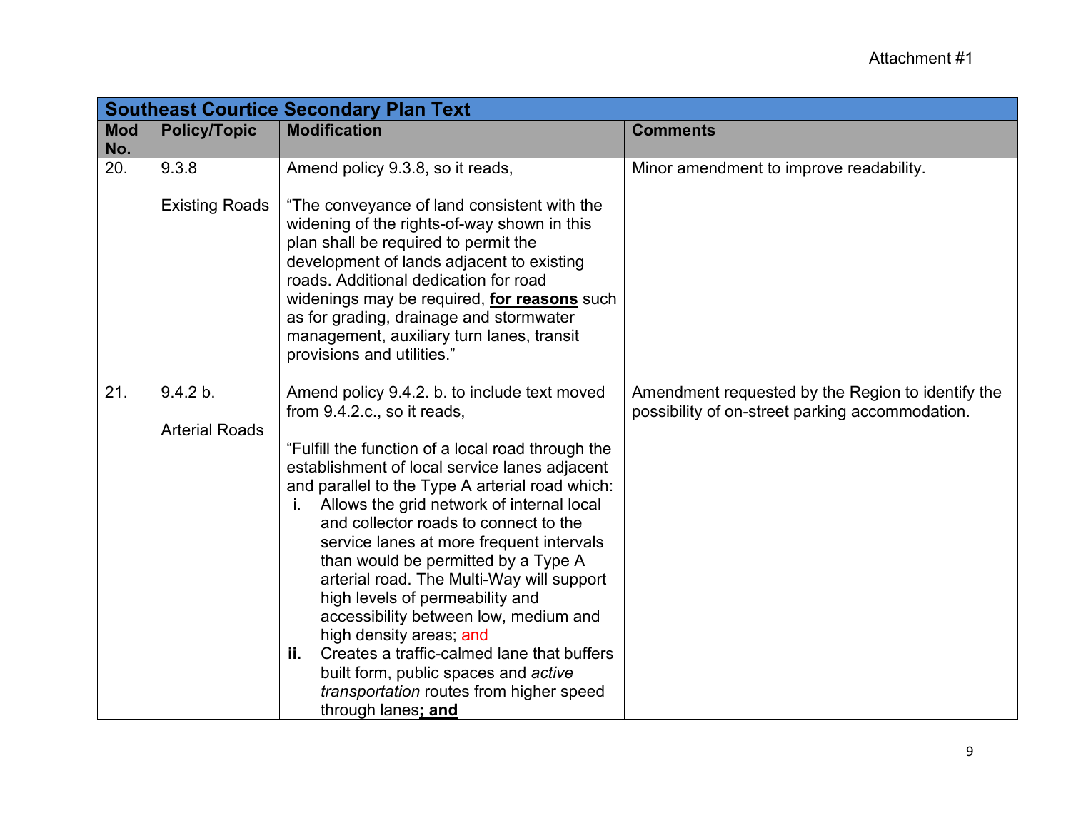Attachment #1

| Southeast Courtice Secondary Plan Text | | | |
|---|---|---|---|
| **Mod No.** | **Policy/Topic** | **Modification** | **Comments** |
| 20. | 9.3.8<br><br>Existing Roads | Amend policy 9.3.8, so it reads,<br><br>"The conveyance of land consistent with the widening of the rights-of-way shown in this plan shall be required to permit the development of lands adjacent to existing roads. Additional dedication for road widenings may be required, <u>**for reasons**</u> such as for grading, drainage and stormwater management, auxiliary turn lanes, transit provisions and utilities." | Minor amendment to improve readability. |
| 21. | 9.4.2 b.<br><br>Arterial Roads | Amend policy 9.4.2. b. to include text moved from 9.4.2.c., so it reads,<br><br>"Fulfill the function of a local road through the establishment of local service lanes adjacent and parallel to the Type A arterial road which:<br>i. Allows the grid network of internal local and collector roads to connect to the service lanes at more frequent intervals than would be permitted by a Type A arterial road. The Multi-Way will support high levels of permeability and accessibility between low, medium and high density areas; ~~and~~<br>**ii.** Creates a traffic-calmed lane that buffers built form, public spaces and *active transportation* routes from higher speed through lanes<u>**; and**</u> | Amendment requested by the Region to identify the possibility of on-street parking accommodation. |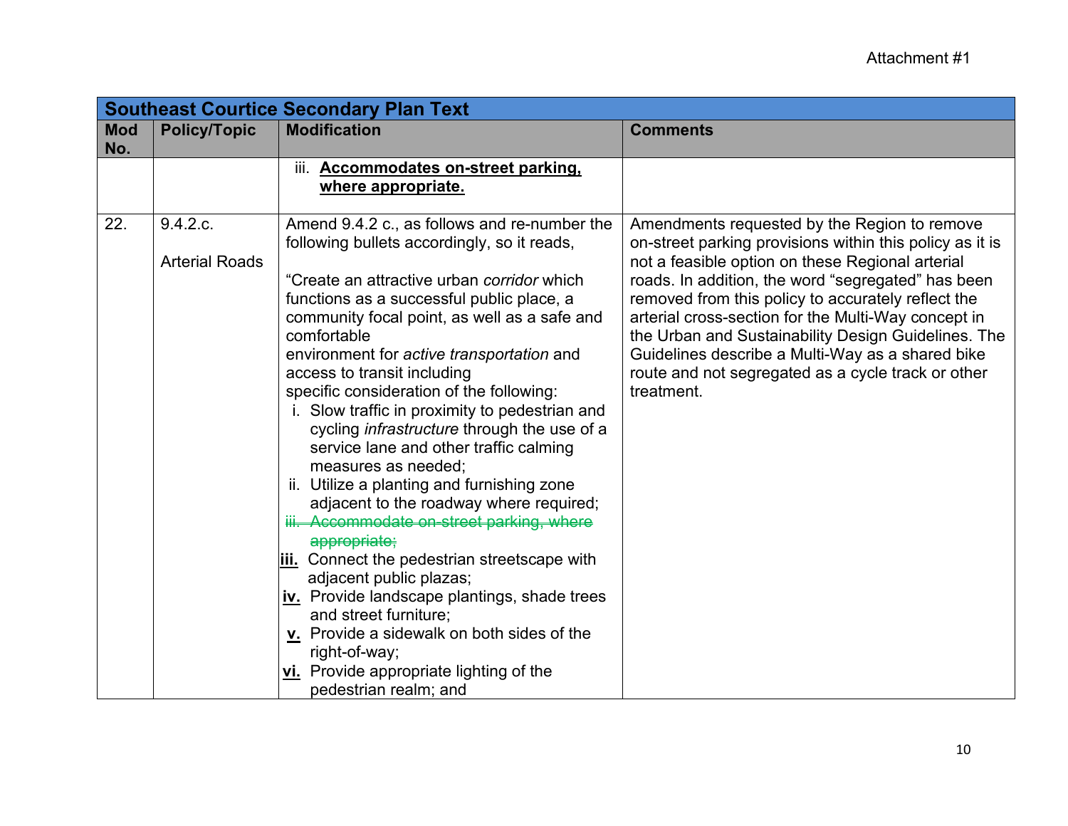Attachment #1

| Southeast Courtice Secondary Plan Text | | | |
|---|---|---|---|
| **Mod No.** | **Policy/Topic** | **Modification** | **Comments** |
| | | iii. **<u>Accommodates on-street parking, where appropriate.</u>** | |
| 22. | 9.4.2.c.<br><br>Arterial Roads | Amend 9.4.2 c., as follows and re-number the following bullets accordingly, so it reads,<br><br>"Create an attractive urban *corridor* which functions as a successful public place, a community focal point, as well as a safe and comfortable environment for *active transportation* and access to transit including specific consideration of the following:<br>i. Slow traffic in proximity to pedestrian and cycling *infrastructure* through the use of a service lane and other traffic calming measures as needed;<br>ii. Utilize a planting and furnishing zone adjacent to the roadway where required;<br>~~iii. Accommodate on-street parking, where appropriate;~~<br>**<u>iii.</u>** Connect the pedestrian streetscape with adjacent public plazas;<br>**<u>iv.</u>** Provide landscape plantings, shade trees and street furniture;<br>**<u>v.</u>** Provide a sidewalk on both sides of the right-of-way;<br>**<u>vi.</u>** Provide appropriate lighting of the pedestrian realm; and | Amendments requested by the Region to remove on-street parking provisions within this policy as it is not a feasible option on these Regional arterial roads. In addition, the word "segregated" has been removed from this policy to accurately reflect the arterial cross-section for the Multi-Way concept in the Urban and Sustainability Design Guidelines. The Guidelines describe a Multi-Way as a shared bike route and not segregated as a cycle track or other treatment. |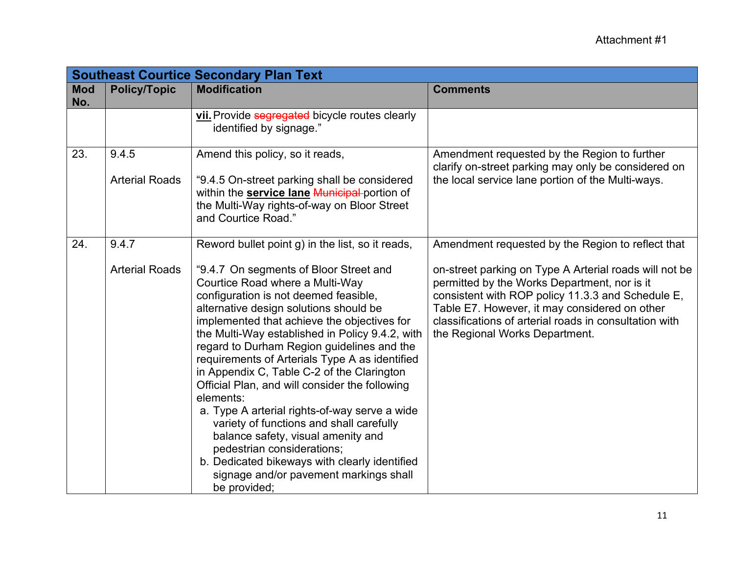Attachment #1

| Southeast Courtice Secondary Plan Text | | | |
|---|---|---|---|
| **Mod No.** | **Policy/Topic** | **Modification** | **Comments** |
| | | **vii.** Provide ~~segregated~~ bicycle routes clearly identified by signage." | |
| 23. | 9.4.5<br><br>Arterial Roads | Amend this policy, so it reads,<br><br>"9.4.5 On-street parking shall be considered within the **service lane** ~~Municipal~~ portion of the Multi-Way rights-of-way on Bloor Street and Courtice Road." | Amendment requested by the Region to further clarify on-street parking may only be considered on the local service lane portion of the Multi-ways. |
| 24. | 9.4.7<br><br>Arterial Roads | Reword bullet point g) in the list, so it reads,<br><br>"9.4.7 On segments of Bloor Street and Courtice Road where a Multi-Way configuration is not deemed feasible, alternative design solutions should be implemented that achieve the objectives for the Multi-Way established in Policy 9.4.2, with regard to Durham Region guidelines and the requirements of Arterials Type A as identified in Appendix C, Table C-2 of the Clarington Official Plan, and will consider the following elements:<br>a. Type A arterial rights-of-way serve a wide variety of functions and shall carefully balance safety, visual amenity and pedestrian considerations;<br>b. Dedicated bikeways with clearly identified signage and/or pavement markings shall be provided; | Amendment requested by the Region to reflect that<br><br>on-street parking on Type A Arterial roads will not be permitted by the Works Department, nor is it consistent with ROP policy 11.3.3 and Schedule E, Table E7. However, it may considered on other classifications of arterial roads in consultation with the Regional Works Department. |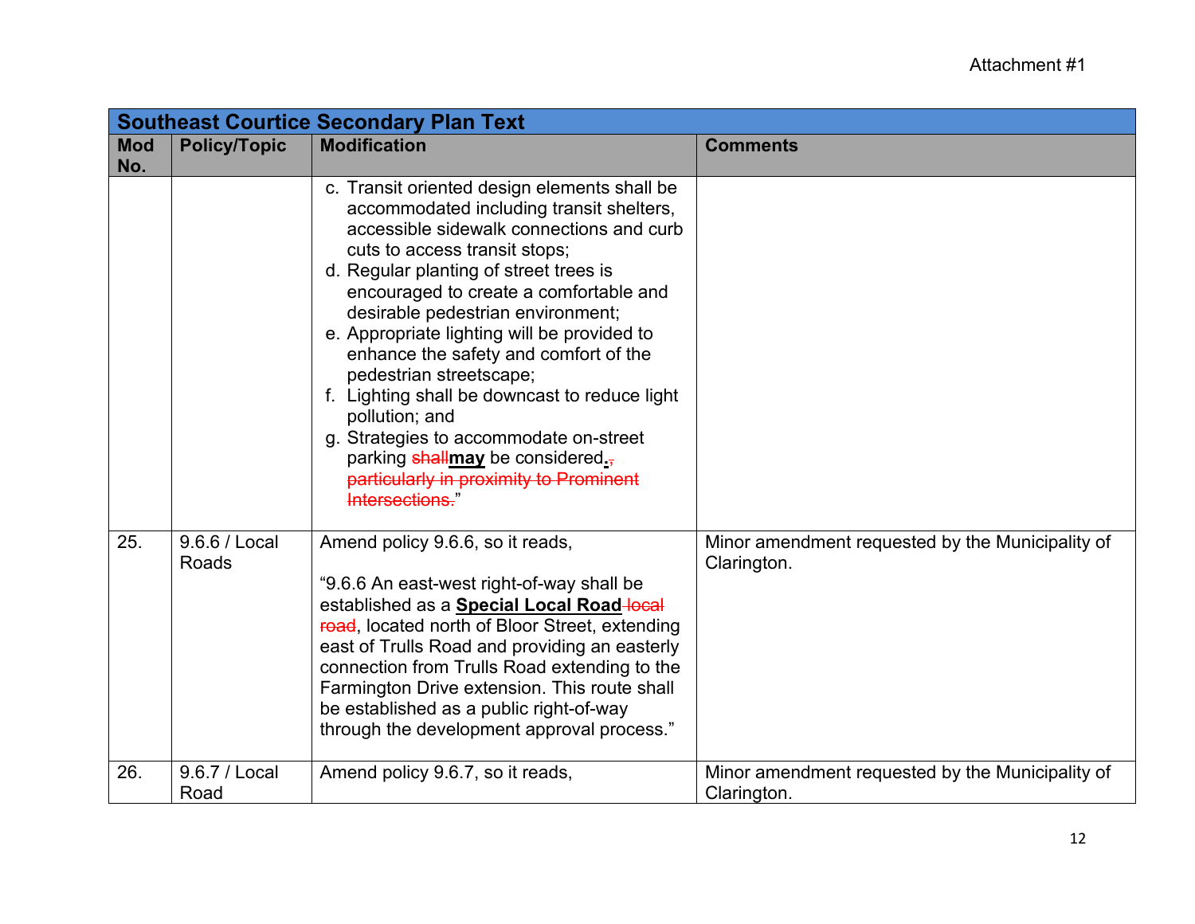Attachment #1

| Southeast Courtice Secondary Plan Text | | | |
|---|---|---|---|
| **Mod No.** | **Policy/Topic** | **Modification** | **Comments** |
| | | c. Transit oriented design elements shall be accommodated including transit shelters, accessible sidewalk connections and curb cuts to access transit stops;<br>d. Regular planting of street trees is encouraged to create a comfortable and desirable pedestrian environment;<br>e. Appropriate lighting will be provided to enhance the safety and comfort of the pedestrian streetscape;<br>f. Lighting shall be downcast to reduce light pollution; and<br>g. Strategies to accommodate on-street parking ~~shall~~**may** be considered**.**~~, particularly in proximity to Prominent Intersections.~~" | |
| 25. | 9.6.6 / Local Roads | Amend policy 9.6.6, so it reads,<br><br>"9.6.6 An east-west right-of-way shall be established as a **Special Local Road** ~~local road~~, located north of Bloor Street, extending east of Trulls Road and providing an easterly connection from Trulls Road extending to the Farmington Drive extension. This route shall be established as a public right-of-way through the development approval process." | Minor amendment requested by the Municipality of Clarington. |
| 26. | 9.6.7 / Local Road | Amend policy 9.6.7, so it reads, | Minor amendment requested by the Municipality of Clarington. |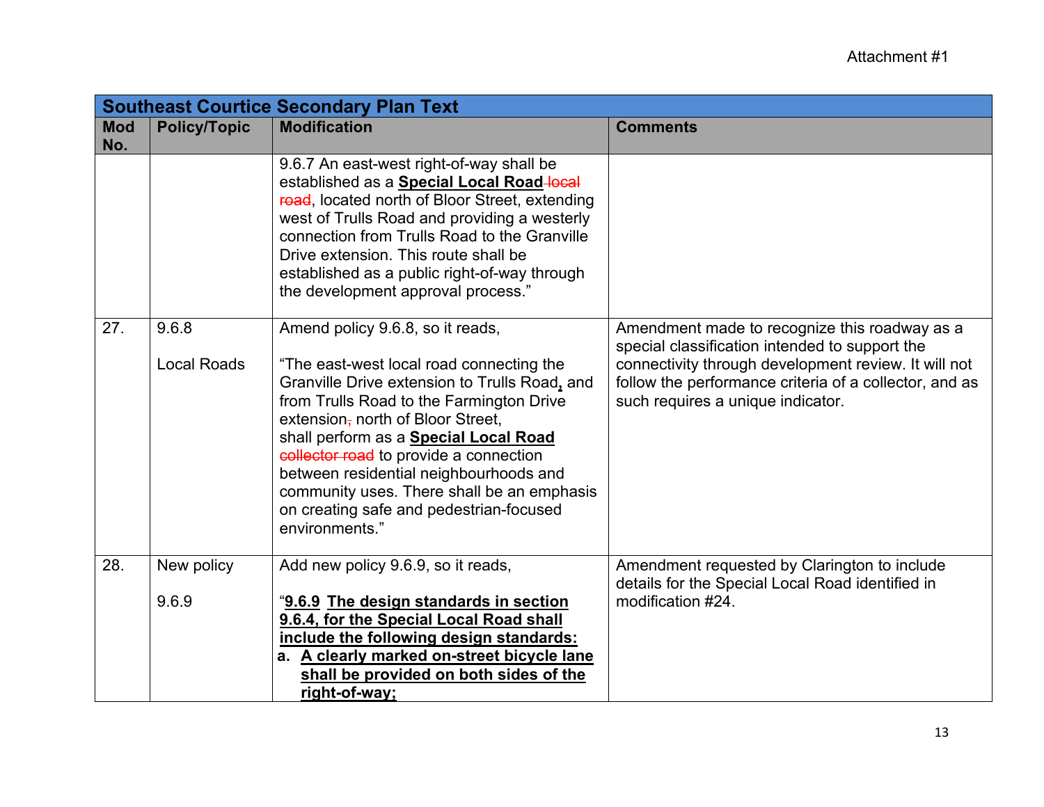| Southeast Courtice Secondary Plan Text | | | |
|---|---|---|---|
| **Mod No.** | **Policy/Topic** | **Modification** | **Comments** |
| | | 9.6.7 An east-west right-of-way shall be established as a **<u>Special Local Road</u>** ~~local road~~, located north of Bloor Street, extending west of Trulls Road and providing a westerly connection from Trulls Road to the Granville Drive extension. This route shall be established as a public right-of-way through the development approval process." | |
| 27. | 9.6.8<br><br>Local Roads | Amend policy 9.6.8, so it reads,<br><br>"The east-west local road connecting the Granville Drive extension to Trulls Road**<u>,</u>** and from Trulls Road to the Farmington Drive extension~~,~~ north of Bloor Street, shall perform as a **<u>Special Local Road</u>** ~~collector road~~ to provide a connection between residential neighbourhoods and community uses. There shall be an emphasis on creating safe and pedestrian-focused environments." | Amendment made to recognize this roadway as a special classification intended to support the connectivity through development review. It will not follow the performance criteria of a collector, and as such requires a unique indicator. |
| 28. | New policy<br><br>9.6.9 | Add new policy 9.6.9, so it reads,<br><br>"**<u>9.6.9 The design standards in section 9.6.4, for the Special Local Road shall include the following design standards:</u>**<br>**a. <u>A clearly marked on-street bicycle lane shall be provided on both sides of the right-of-way;</u>** | Amendment requested by Clarington to include details for the Special Local Road identified in modification #24. |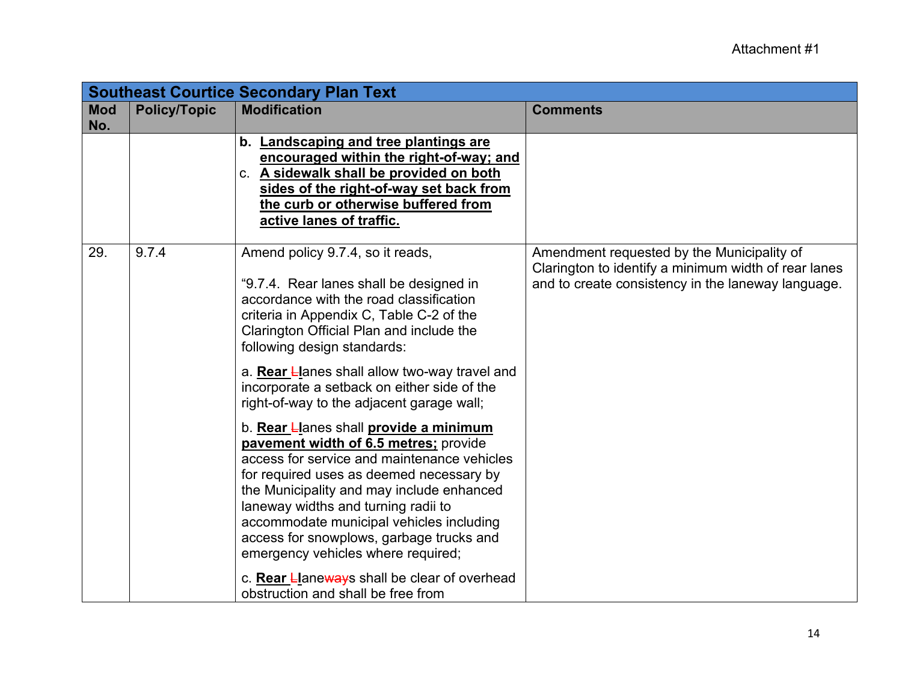| Southeast Courtice Secondary Plan Text | | | |
|---|---|---|---|
| **Mod No.** | **Policy/Topic** | **Modification** | **Comments** |
| | | **b. Landscaping and tree plantings are encouraged within the right-of-way; and**<br>c. **A sidewalk shall be provided on both sides of the right-of-way set back from the curb or otherwise buffered from active lanes of traffic.** | |
| 29. | 9.7.4 | Amend policy 9.7.4, so it reads,<br><br>"9.7.4. Rear lanes shall be designed in accordance with the road classification criteria in Appendix C, Table C-2 of the Clarington Official Plan and include the following design standards:<br><br>a. **Rear** ~~L~~**l**anes shall allow two-way travel and incorporate a setback on either side of the right-of-way to the adjacent garage wall;<br><br>b. **Rear** ~~L~~**l**anes shall **provide a minimum pavement width of 6.5 metres;** provide access for service and maintenance vehicles for required uses as deemed necessary by the Municipality and may include enhanced laneway widths and turning radii to accommodate municipal vehicles including access for snowplows, garbage trucks and emergency vehicles where required;<br><br>c. **Rear** ~~L~~**l**ane~~way~~s shall be clear of overhead obstruction and shall be free from | Amendment requested by the Municipality of Clarington to identify a minimum width of rear lanes and to create consistency in the laneway language. |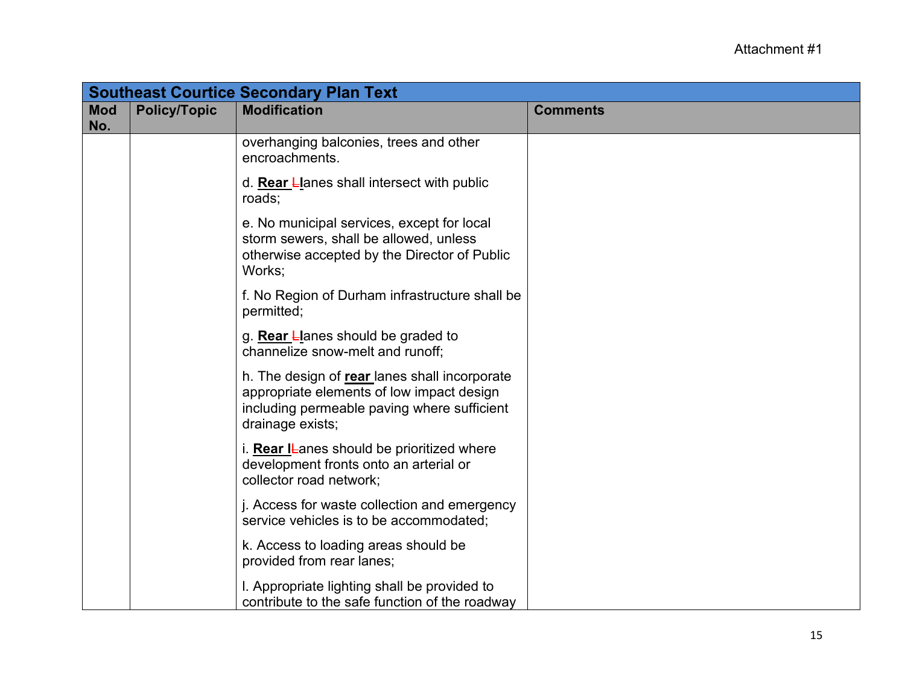| Southeast Courtice Secondary Plan Text | | | |
|---|---|---|---|
| **Mod No.** | **Policy/Topic** | **Modification** | **Comments** |
| | | overhanging balconies, trees and other encroachments.<br><br>d. **Rear** ~~L~~**l**anes shall intersect with public roads;<br><br>e. No municipal services, except for local storm sewers, shall be allowed, unless otherwise accepted by the Director of Public Works;<br><br>f. No Region of Durham infrastructure shall be permitted;<br><br>g. **Rear** ~~L~~**l**anes should be graded to channelize snow-melt and runoff;<br><br>h. The design of **rear** lanes shall incorporate appropriate elements of low impact design including permeable paving where sufficient drainage exists;<br><br>i. **Rear l**~~L~~anes should be prioritized where development fronts onto an arterial or collector road network;<br><br>j. Access for waste collection and emergency service vehicles is to be accommodated;<br><br>k. Access to loading areas should be provided from rear lanes;<br><br>l. Appropriate lighting shall be provided to contribute to the safe function of the roadway | |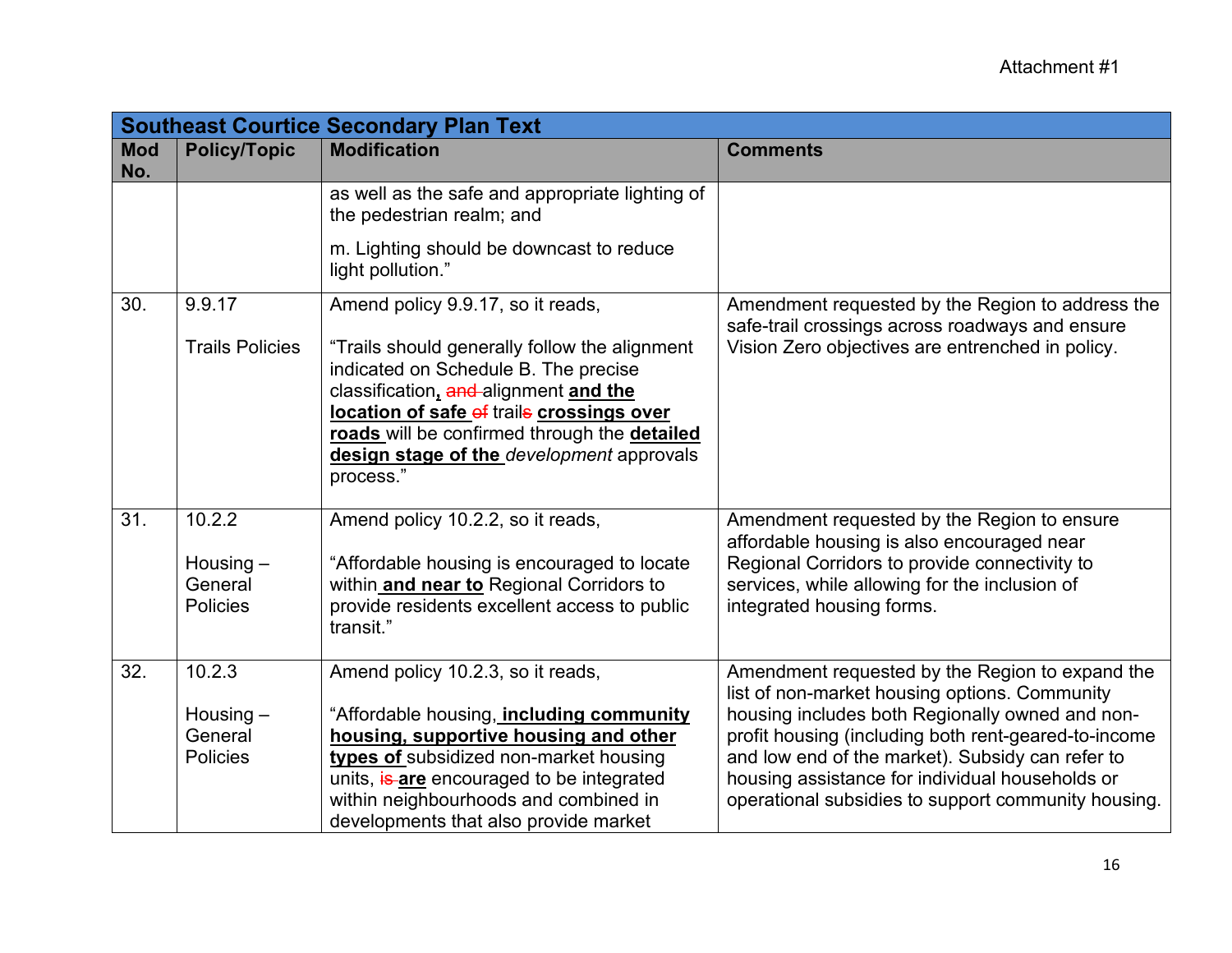Attachment #1

| Southeast Courtice Secondary Plan Text | | | |
|---|---|---|---|
| **Mod No.** | **Policy/Topic** | **Modification** | **Comments** |
| | | as well as the safe and appropriate lighting of the pedestrian realm; and<br><br>m. Lighting should be downcast to reduce light pollution.” | |
| 30. | 9.9.17<br><br>Trails Policies | Amend policy 9.9.17, so it reads,<br><br>“Trails should generally follow the alignment indicated on Schedule B. The precise classification**,** ~~and~~ alignment **and the location of safe** ~~of~~ trail~~s~~ **crossings over roads** will be confirmed through the **detailed design stage of the** *development* approvals process.” | Amendment requested by the Region to address the safe-trail crossings across roadways and ensure Vision Zero objectives are entrenched in policy. |
| 31. | 10.2.2<br><br>Housing – General Policies | Amend policy 10.2.2, so it reads,<br><br>“Affordable housing is encouraged to locate within **and near to** Regional Corridors to provide residents excellent access to public transit.” | Amendment requested by the Region to ensure affordable housing is also encouraged near Regional Corridors to provide connectivity to services, while allowing for the inclusion of integrated housing forms. |
| 32. | 10.2.3<br><br>Housing – General Policies | Amend policy 10.2.3, so it reads,<br><br>“Affordable housing, **including community housing, supportive housing and other types of** subsidized non-market housing units, ~~is~~ **are** encouraged to be integrated within neighbourhoods and combined in developments that also provide market | Amendment requested by the Region to expand the list of non-market housing options. Community housing includes both Regionally owned and non-profit housing (including both rent-geared-to-income and low end of the market). Subsidy can refer to housing assistance for individual households or operational subsidies to support community housing. |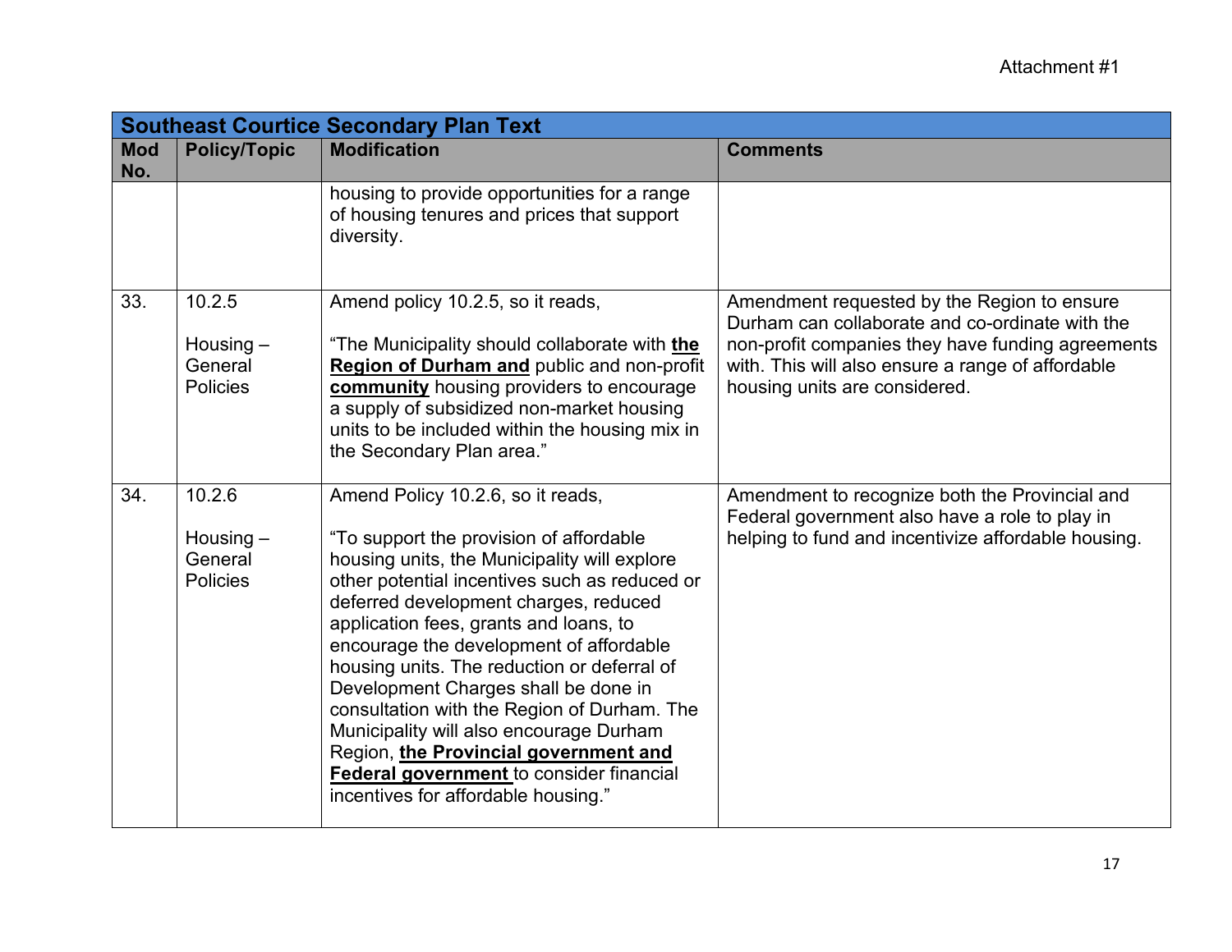Attachment #1

| Southeast Courtice Secondary Plan Text | | | |
|---|---|---|---|
| **Mod No.** | **Policy/Topic** | **Modification** | **Comments** |
| | | housing to provide opportunities for a range of housing tenures and prices that support diversity. | |
| 33. | 10.2.5<br><br>Housing – General Policies | Amend policy 10.2.5, so it reads,<br><br>"The Municipality should collaborate with **the Region of Durham and** public and non-profit **community** housing providers to encourage a supply of subsidized non-market housing units to be included within the housing mix in the Secondary Plan area." | Amendment requested by the Region to ensure Durham can collaborate and co-ordinate with the non-profit companies they have funding agreements with. This will also ensure a range of affordable housing units are considered. |
| 34. | 10.2.6<br><br>Housing – General Policies | Amend Policy 10.2.6, so it reads,<br><br>"To support the provision of affordable housing units, the Municipality will explore other potential incentives such as reduced or deferred development charges, reduced application fees, grants and loans, to encourage the development of affordable housing units. The reduction or deferral of Development Charges shall be done in consultation with the Region of Durham. The Municipality will also encourage Durham Region, **the Provincial government and Federal government** to consider financial incentives for affordable housing." | Amendment to recognize both the Provincial and Federal government also have a role to play in helping to fund and incentivize affordable housing. |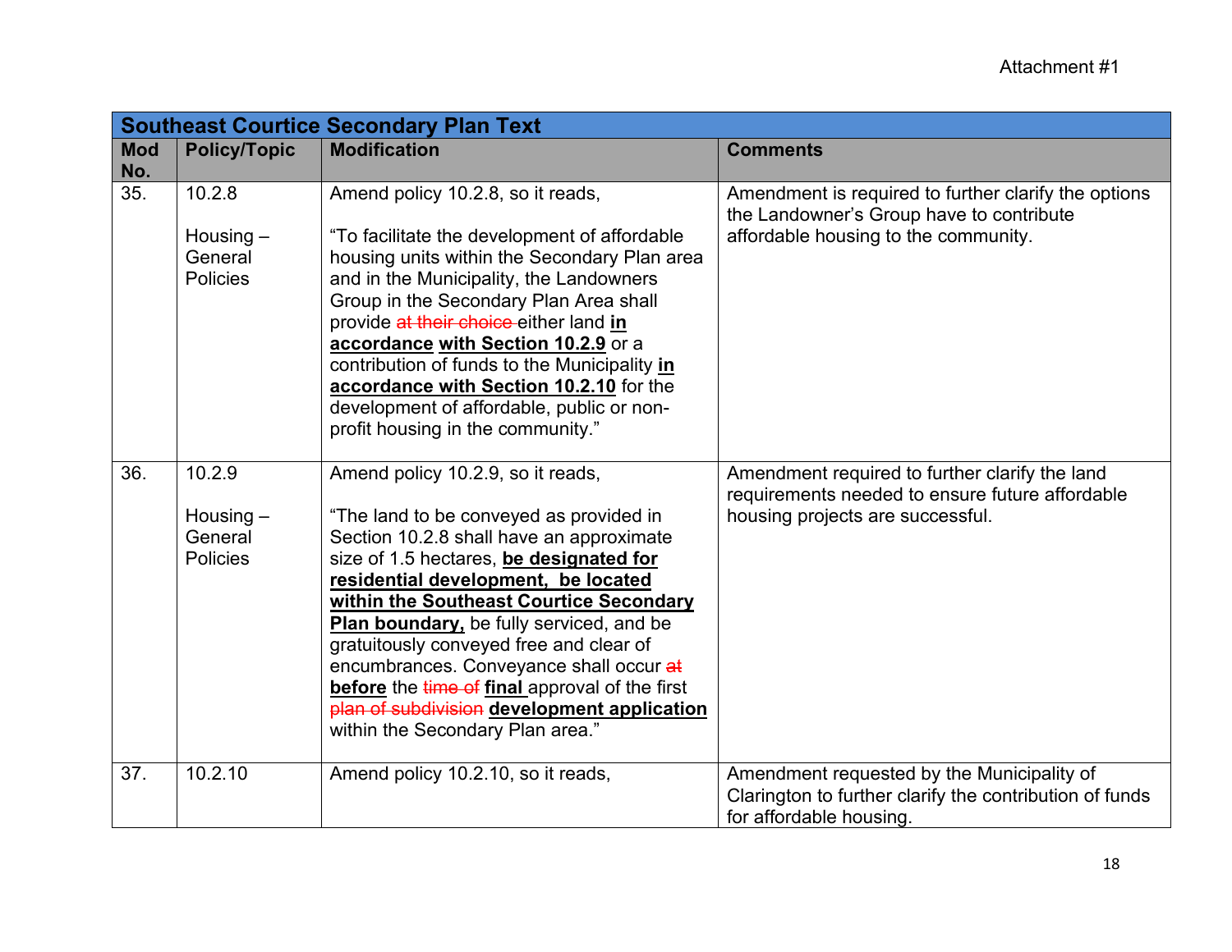Attachment #1

| Southeast Courtice Secondary Plan Text | | | |
|---|---|---|---|
| **Mod No.** | **Policy/Topic** | **Modification** | **Comments** |
| 35. | 10.2.8<br><br>Housing – General Policies | Amend policy 10.2.8, so it reads,<br><br>"To facilitate the development of affordable housing units within the Secondary Plan area and in the Municipality, the Landowners Group in the Secondary Plan Area shall provide ~~at their choice~~ either land **in accordance with Section 10.2.9** or a contribution of funds to the Municipality **in accordance with Section 10.2.10** for the development of affordable, public or non-profit housing in the community." | Amendment is required to further clarify the options the Landowner's Group have to contribute affordable housing to the community. |
| 36. | 10.2.9<br><br>Housing – General Policies | Amend policy 10.2.9, so it reads,<br><br>"The land to be conveyed as provided in Section 10.2.8 shall have an approximate size of 1.5 hectares, **be designated for residential development, be located within the Southeast Courtice Secondary Plan boundary,** be fully serviced, and be gratuitously conveyed free and clear of encumbrances. Conveyance shall occur ~~at~~ **before** the ~~time of~~ **final** approval of the first ~~plan of subdivision~~ **development application** within the Secondary Plan area." | Amendment required to further clarify the land requirements needed to ensure future affordable housing projects are successful. |
| 37. | 10.2.10 | Amend policy 10.2.10, so it reads, | Amendment requested by the Municipality of Clarington to further clarify the contribution of funds for affordable housing. |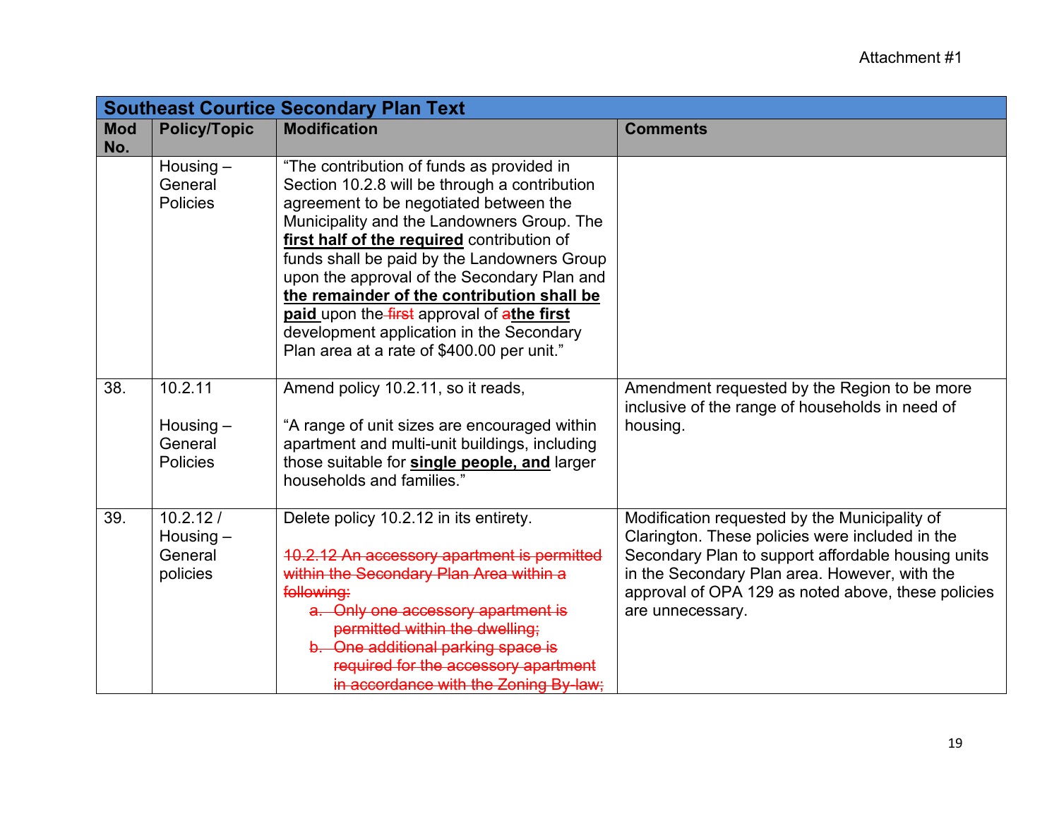| Southeast Courtice Secondary Plan Text | | | |
|---|---|---|---|
| **Mod No.** | **Policy/Topic** | **Modification** | **Comments** |
| | Housing – General Policies | "The contribution of funds as provided in Section 10.2.8 will be through a contribution agreement to be negotiated between the Municipality and the Landowners Group. The **first half of the required** contribution of funds shall be paid by the Landowners Group upon the approval of the Secondary Plan and **the remainder of the contribution shall be paid** upon the ~~first~~ approval of ~~a~~**the first** development application in the Secondary Plan area at a rate of $400.00 per unit." | |
| 38. | 10.2.11<br><br>Housing – General Policies | Amend policy 10.2.11, so it reads,<br><br>"A range of unit sizes are encouraged within apartment and multi-unit buildings, including those suitable for **single people, and** larger households and families." | Amendment requested by the Region to be more inclusive of the range of households in need of housing. |
| 39. | 10.2.12 / Housing – General policies | Delete policy 10.2.12 in its entirety.<br><br>~~10.2.12 An accessory apartment is permitted within the Secondary Plan Area within a following:~~<br>~~a. Only one accessory apartment is permitted within the dwelling;~~<br>~~b. One additional parking space is required for the accessory apartment in accordance with the Zoning By-law;~~ | Modification requested by the Municipality of Clarington. These policies were included in the Secondary Plan to support affordable housing units in the Secondary Plan area. However, with the approval of OPA 129 as noted above, these policies are unnecessary. |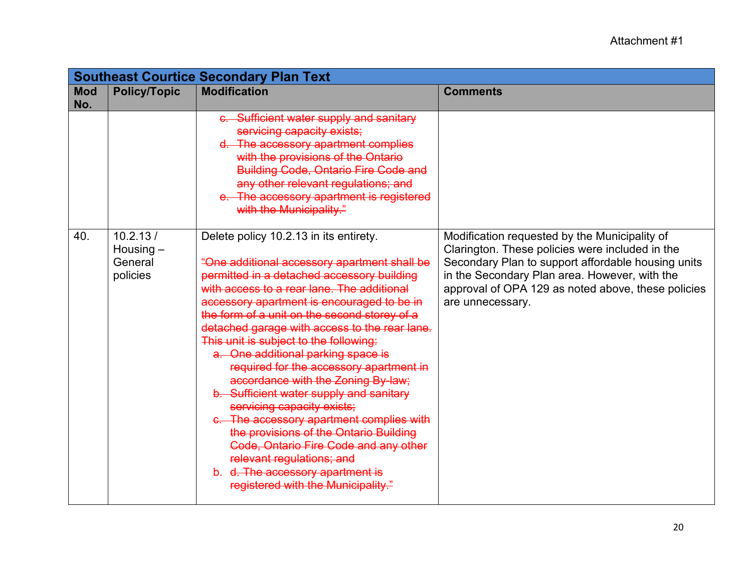Attachment #1

| Southeast Courtice Secondary Plan Text | | | |
|---|---|---|---|
| **Mod No.** | **Policy/Topic** | **Modification** | **Comments** |
| | | ~~c. Sufficient water supply and sanitary servicing capacity exists;~~<br>~~d. The accessory apartment complies with the provisions of the Ontario Building Code, Ontario Fire Code and any other relevant regulations; and~~<br>~~e. The accessory apartment is registered with the Municipality."~~ | |
| 40. | 10.2.13 / Housing – General policies | Delete policy 10.2.13 in its entirety.<br><br>~~"One additional accessory apartment shall be permitted in a detached accessory building with access to a rear lane. The additional accessory apartment is encouraged to be in the form of a unit on the second storey of a detached garage with access to the rear lane. This unit is subject to the following:~~<br>~~a. One additional parking space is required for the accessory apartment in accordance with the Zoning By-law;~~<br>~~b. Sufficient water supply and sanitary servicing capacity exists;~~<br>~~c. The accessory apartment complies with the provisions of the Ontario Building Code, Ontario Fire Code and any other relevant regulations; and~~<br>b. ~~d. The accessory apartment is registered with the Municipality."~~ | Modification requested by the Municipality of Clarington. These policies were included in the Secondary Plan to support affordable housing units in the Secondary Plan area. However, with the approval of OPA 129 as noted above, these policies are unnecessary. |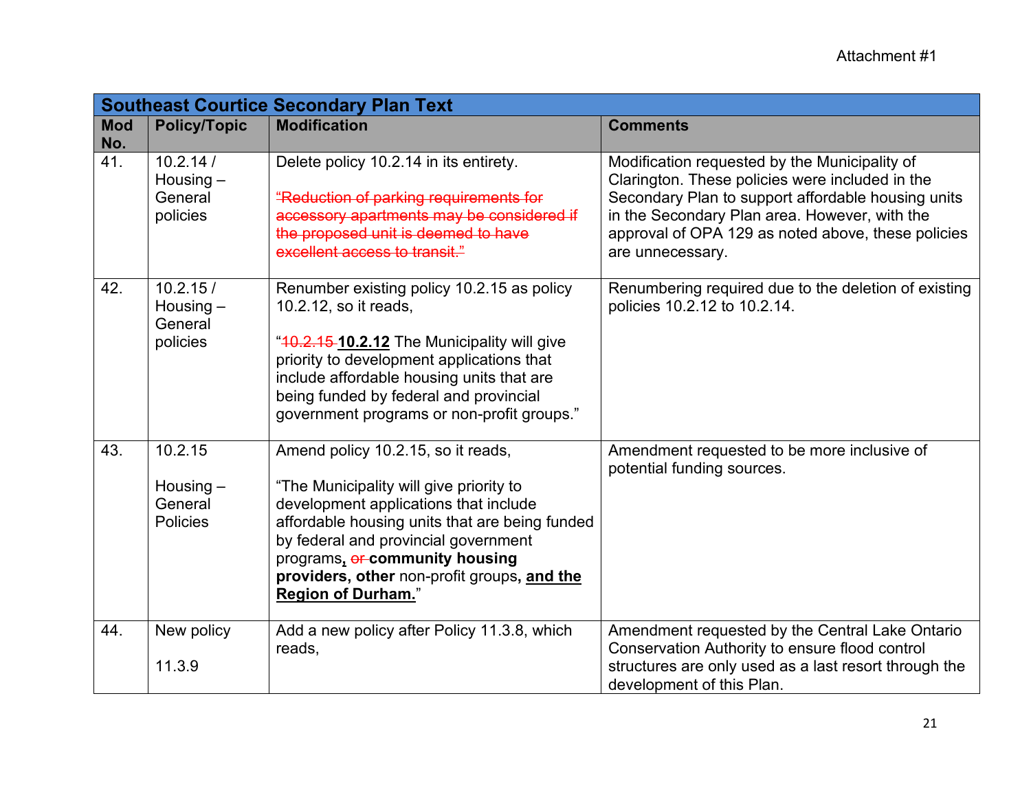| Southeast Courtice Secondary Plan Text | | | |
|---|---|---|---|
| **Mod No.** | **Policy/Topic** | **Modification** | **Comments** |
| 41. | 10.2.14 / Housing – General policies | Delete policy 10.2.14 in its entirety.<br><br>~~"Reduction of parking requirements for accessory apartments may be considered if the proposed unit is deemed to have excellent access to transit."~~ | Modification requested by the Municipality of Clarington. These policies were included in the Secondary Plan to support affordable housing units in the Secondary Plan area. However, with the approval of OPA 129 as noted above, these policies are unnecessary. |
| 42. | 10.2.15 / Housing – General policies | Renumber existing policy 10.2.15 as policy 10.2.12, so it reads,<br><br>"~~10.2.15~~ **<u>10.2.12</u>** The Municipality will give priority to development applications that include affordable housing units that are being funded by federal and provincial government programs or non-profit groups." | Renumbering required due to the deletion of existing policies 10.2.12 to 10.2.14. |
| 43. | 10.2.15<br><br>Housing – General Policies | Amend policy 10.2.15, so it reads,<br><br>"The Municipality will give priority to development applications that include affordable housing units that are being funded by federal and provincial government programs**<u>,</u>** ~~or~~ **community housing providers, other** non-profit groups**<u>, and the Region of Durham.</u>**" | Amendment requested to be more inclusive of potential funding sources. |
| 44. | New policy<br><br>11.3.9 | Add a new policy after Policy 11.3.8, which reads, | Amendment requested by the Central Lake Ontario Conservation Authority to ensure flood control structures are only used as a last resort through the development of this Plan. |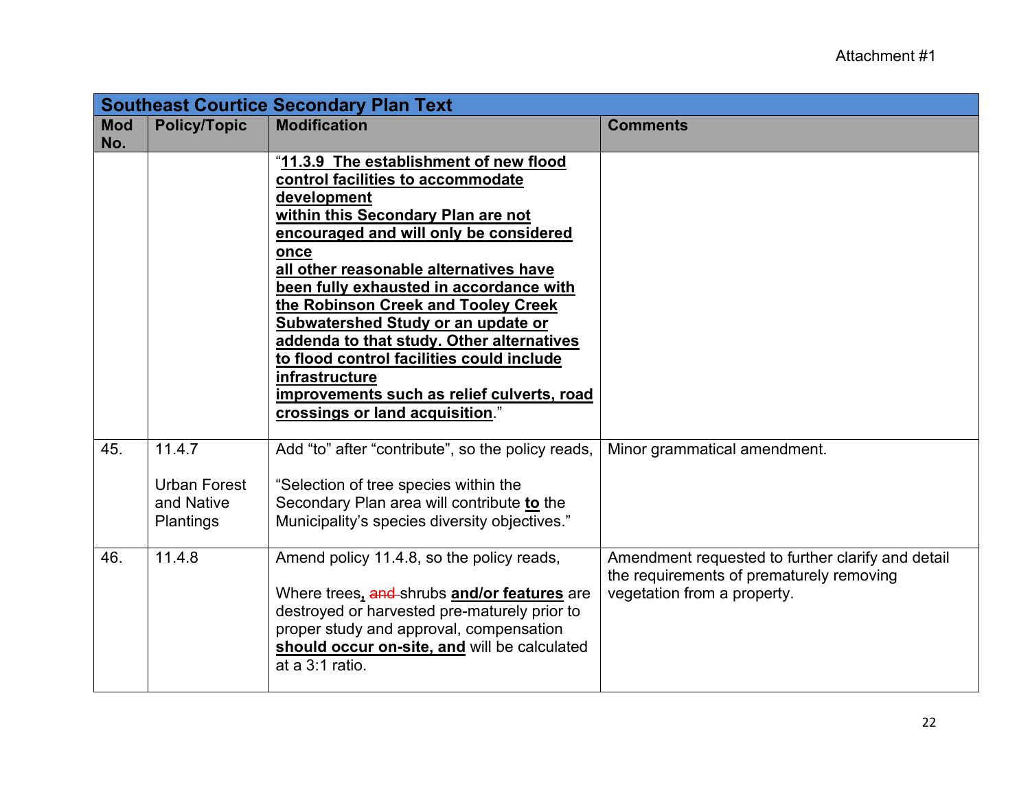Attachment #1

| Southeast Courtice Secondary Plan Text | | | |
|---|---|---|---|
| **Mod No.** | **Policy/Topic** | **Modification** | **Comments** |
| | | "**11.3.9 The establishment of new flood control facilities to accommodate development within this Secondary Plan are not encouraged and will only be considered once all other reasonable alternatives have been fully exhausted in accordance with the Robinson Creek and Tooley Creek Subwatershed Study or an update or addenda to that study. Other alternatives to flood control facilities could include infrastructure improvements such as relief culverts, road crossings or land acquisition**." | |
| 45. | 11.4.7<br><br>Urban Forest and Native Plantings | Add "to" after "contribute", so the policy reads,<br><br>"Selection of tree species within the Secondary Plan area will contribute **to** the Municipality's species diversity objectives." | Minor grammatical amendment. |
| 46. | 11.4.8 | Amend policy 11.4.8, so the policy reads,<br><br>Where trees**,** ~~and~~ shrubs **and/or features** are destroyed or harvested pre-maturely prior to proper study and approval, compensation **should occur on-site, and** will be calculated at a 3:1 ratio. | Amendment requested to further clarify and detail the requirements of prematurely removing vegetation from a property. |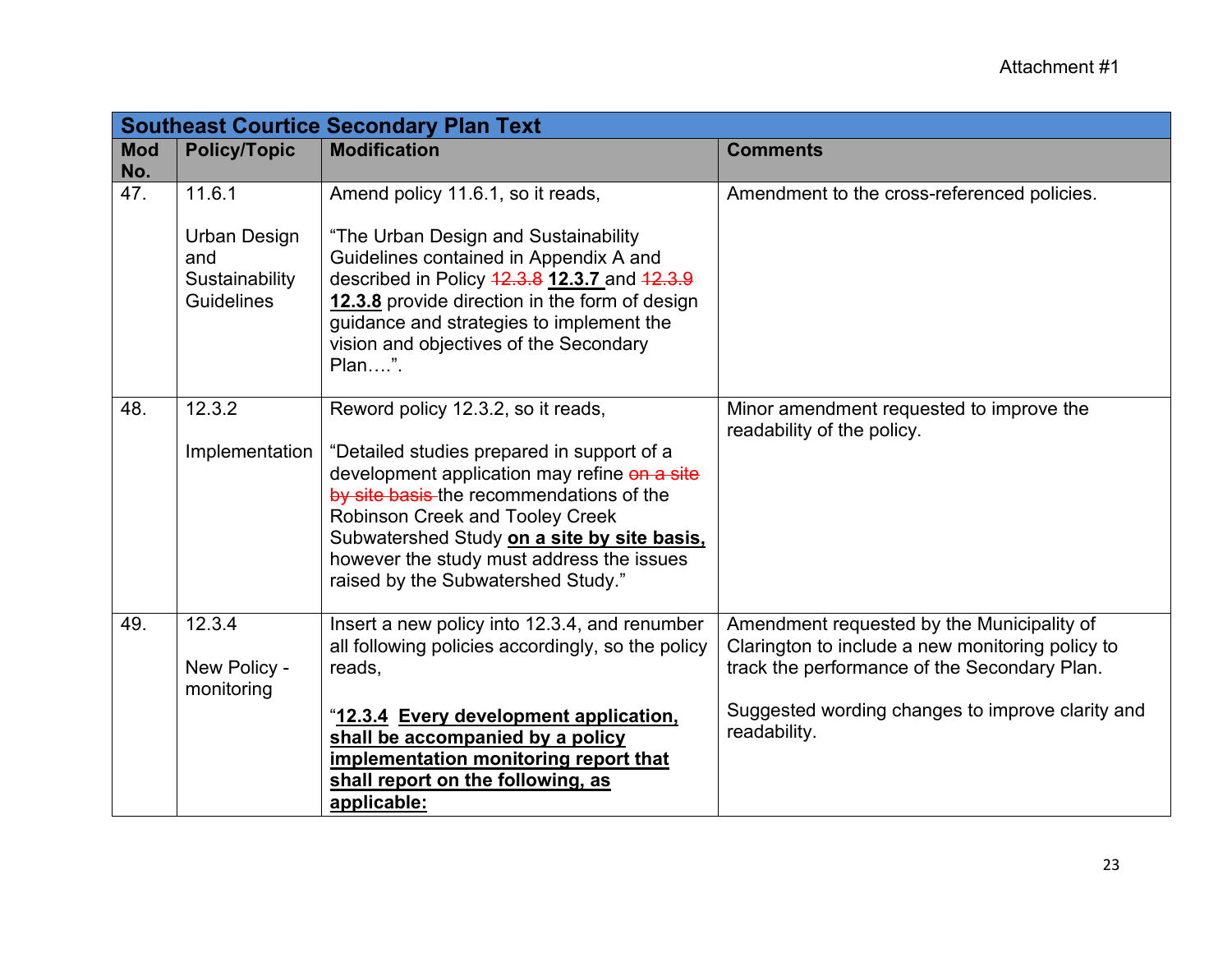Attachment #1

| Southeast Courtice Secondary Plan Text | | | |
|---|---|---|---|
| **Mod No.** | **Policy/Topic** | **Modification** | **Comments** |
| 47. | 11.6.1<br><br>Urban Design and Sustainability Guidelines | Amend policy 11.6.1, so it reads,<br><br>"The Urban Design and Sustainability Guidelines contained in Appendix A and described in Policy ~~12.3.8~~ **12.3.7** and ~~12.3.9~~ **12.3.8** provide direction in the form of design guidance and strategies to implement the vision and objectives of the Secondary Plan….". | Amendment to the cross-referenced policies. |
| 48. | 12.3.2<br><br>Implementation | Reword policy 12.3.2, so it reads,<br><br>"Detailed studies prepared in support of a development application may refine ~~on a site by site basis~~ the recommendations of the Robinson Creek and Tooley Creek Subwatershed Study **on a site by site basis,** however the study must address the issues raised by the Subwatershed Study." | Minor amendment requested to improve the readability of the policy. |
| 49. | 12.3.4<br><br>New Policy - monitoring | Insert a new policy into 12.3.4, and renumber all following policies accordingly, so the policy reads,<br><br>"**12.3.4 Every development application, shall be accompanied by a policy implementation monitoring report that shall report on the following, as applicable:** | Amendment requested by the Municipality of Clarington to include a new monitoring policy to track the performance of the Secondary Plan.<br><br>Suggested wording changes to improve clarity and readability. |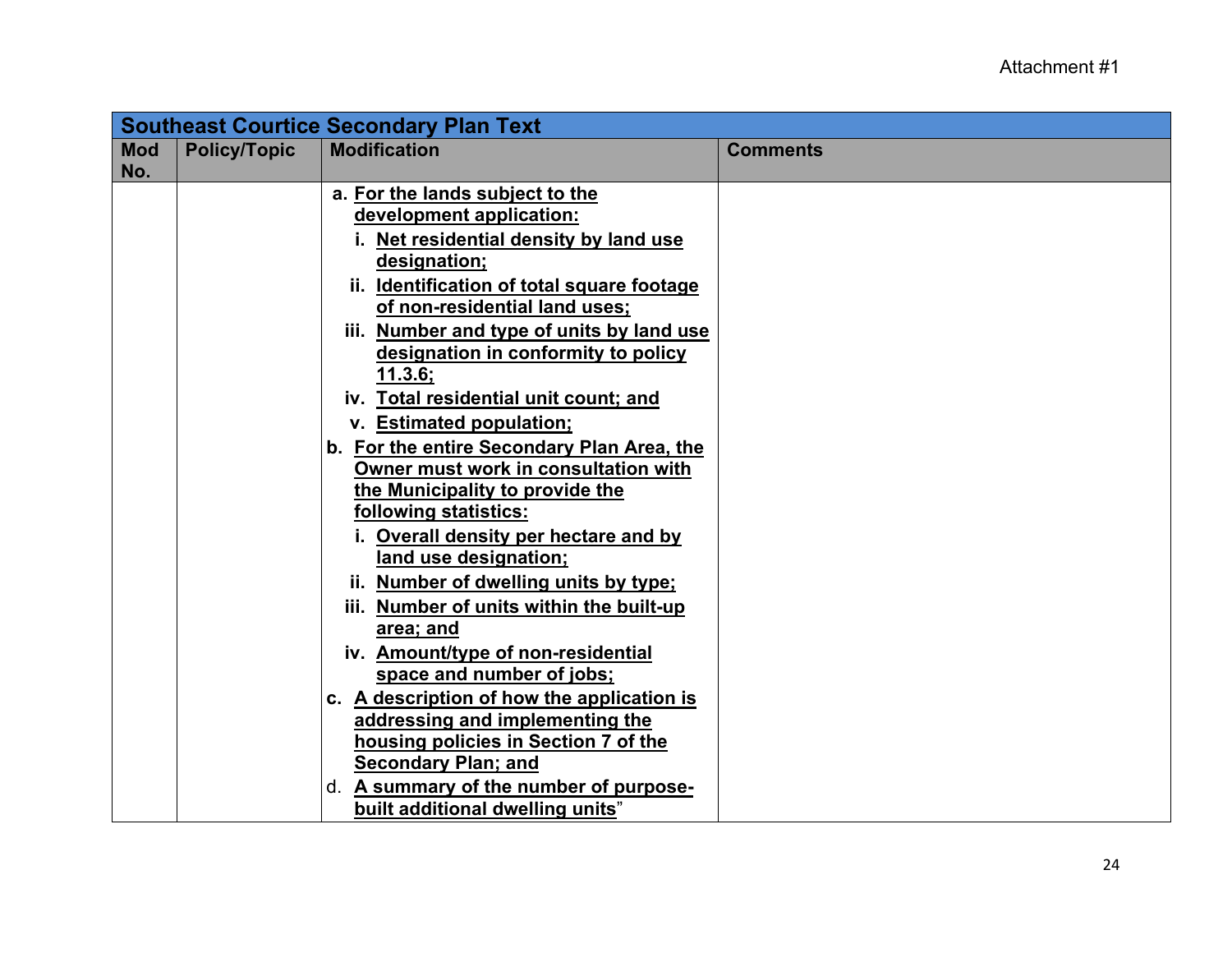| Southeast Courtice Secondary Plan Text | | | |
|---|---|---|---|
| **Mod No.** | **Policy/Topic** | **Modification** | **Comments** |
| | | a. **<u>For the lands subject to the development application:</u>**<br>i. **<u>Net residential density by land use designation;</u>**<br>ii. **<u>Identification of total square footage of non-residential land uses;</u>**<br>iii. **<u>Number and type of units by land use designation in conformity to policy 11.3.6;</u>**<br>iv. **<u>Total residential unit count; and</u>**<br>v. **<u>Estimated population;</u>**<br>b. **<u>For the entire Secondary Plan Area, the Owner must work in consultation with the Municipality to provide the following statistics:</u>**<br>i. **<u>Overall density per hectare and by land use designation;</u>**<br>ii. **<u>Number of dwelling units by type;</u>**<br>iii. **<u>Number of units within the built-up area; and</u>**<br>iv. **<u>Amount/type of non-residential space and number of jobs;</u>**<br>c. **<u>A description of how the application is addressing and implementing the housing policies in Section 7 of the Secondary Plan; and</u>**<br>d. **<u>A summary of the number of purpose-built additional dwelling units</u>**" | |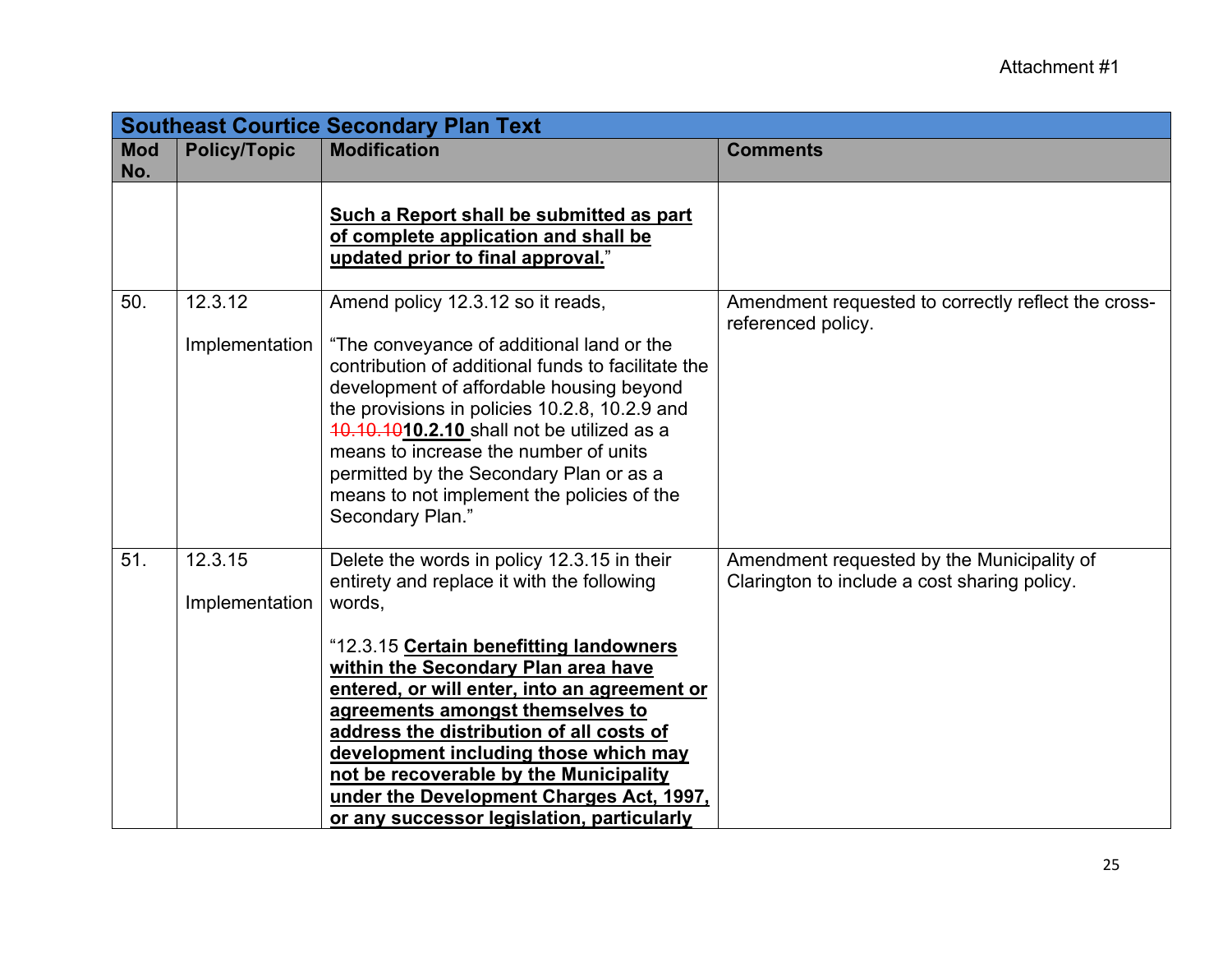| Southeast Courtice Secondary Plan Text | | | |
|---|---|---|---|
| **Mod No.** | **Policy/Topic** | **Modification** | **Comments** |
| | | **<u>Such a Report shall be submitted as part of complete application and shall be updated prior to final approval.</u>**" | |
| 50. | 12.3.12<br><br>Implementation | Amend policy 12.3.12 so it reads,<br><br>"The conveyance of additional land or the contribution of additional funds to facilitate the development of affordable housing beyond the provisions in policies 10.2.8, 10.2.9 and ~~10.10.10~~**<u>10.2.10</u>** shall not be utilized as a means to increase the number of units permitted by the Secondary Plan or as a means to not implement the policies of the Secondary Plan." | Amendment requested to correctly reflect the cross-referenced policy. |
| 51. | 12.3.15<br><br>Implementation | Delete the words in policy 12.3.15 in their entirety and replace it with the following words,<br><br>"12.3.15 **<u>Certain benefitting landowners within the Secondary Plan area have entered, or will enter, into an agreement or agreements amongst themselves to address the distribution of all costs of development including those which may not be recoverable by the Municipality under the Development Charges Act, 1997, or any successor legislation, particularly</u>** | Amendment requested by the Municipality of Clarington to include a cost sharing policy. |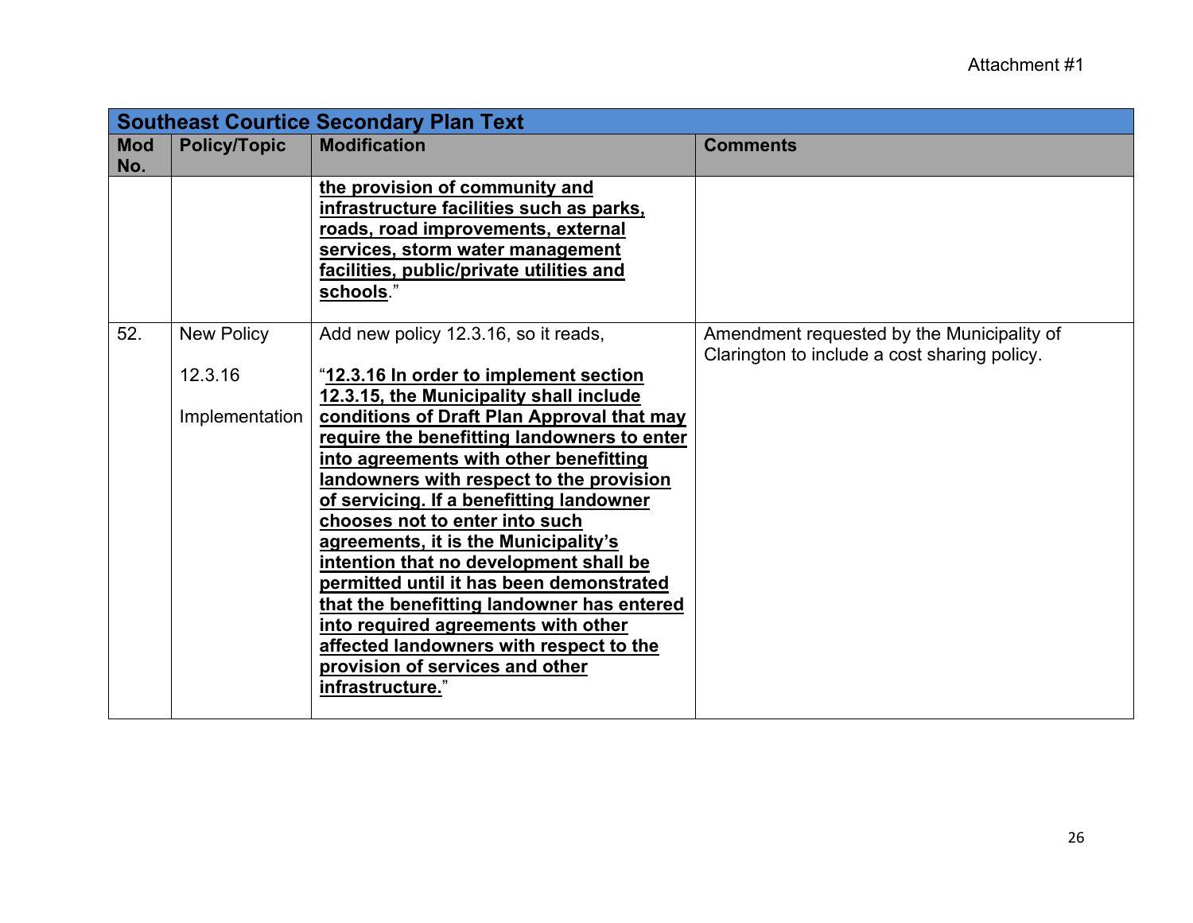| Southeast Courtice Secondary Plan Text | | | |
|---|---|---|---|
| **Mod No.** | **Policy/Topic** | **Modification** | **Comments** |
| | | **the provision of community and infrastructure facilities such as parks, roads, road improvements, external services, storm water management facilities, public/private utilities and schools**." | |
| 52. | New Policy<br><br>12.3.16<br><br>Implementation | Add new policy 12.3.16, so it reads,<br><br>"**12.3.16 In order to implement section 12.3.15, the Municipality shall include conditions of Draft Plan Approval that may require the benefitting landowners to enter into agreements with other benefitting landowners with respect to the provision of servicing. If a benefitting landowner chooses not to enter into such agreements, it is the Municipality's intention that no development shall be permitted until it has been demonstrated that the benefitting landowner has entered into required agreements with other affected landowners with respect to the provision of services and other infrastructure.**" | Amendment requested by the Municipality of Clarington to include a cost sharing policy. |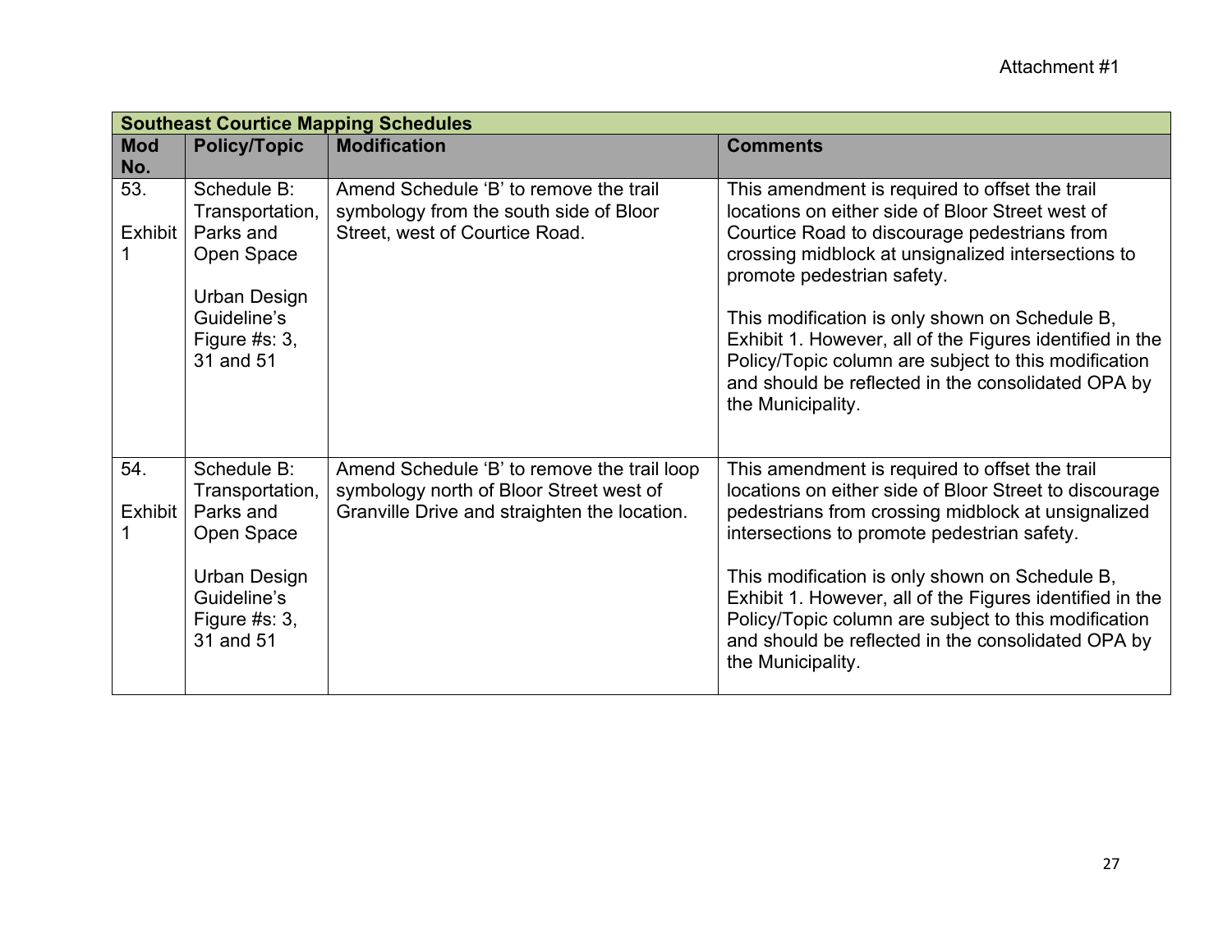Attachment #1

| Southeast Courtice Mapping Schedules | | | |
|---|---|---|---|
| **Mod No.** | **Policy/Topic** | **Modification** | **Comments** |
| 53.<br><br>Exhibit 1 | Schedule B: Transportation, Parks and Open Space<br><br>Urban Design Guideline's Figure #s: 3, 31 and 51 | Amend Schedule 'B' to remove the trail symbology from the south side of Bloor Street, west of Courtice Road. | This amendment is required to offset the trail locations on either side of Bloor Street west of Courtice Road to discourage pedestrians from crossing midblock at unsignalized intersections to promote pedestrian safety.<br><br>This modification is only shown on Schedule B, Exhibit 1. However, all of the Figures identified in the Policy/Topic column are subject to this modification and should be reflected in the consolidated OPA by the Municipality. |
| 54.<br><br>Exhibit 1 | Schedule B: Transportation, Parks and Open Space<br><br>Urban Design Guideline's Figure #s: 3, 31 and 51 | Amend Schedule 'B' to remove the trail loop symbology north of Bloor Street west of Granville Drive and straighten the location. | This amendment is required to offset the trail locations on either side of Bloor Street to discourage pedestrians from crossing midblock at unsignalized intersections to promote pedestrian safety.<br><br>This modification is only shown on Schedule B, Exhibit 1. However, all of the Figures identified in the Policy/Topic column are subject to this modification and should be reflected in the consolidated OPA by the Municipality. |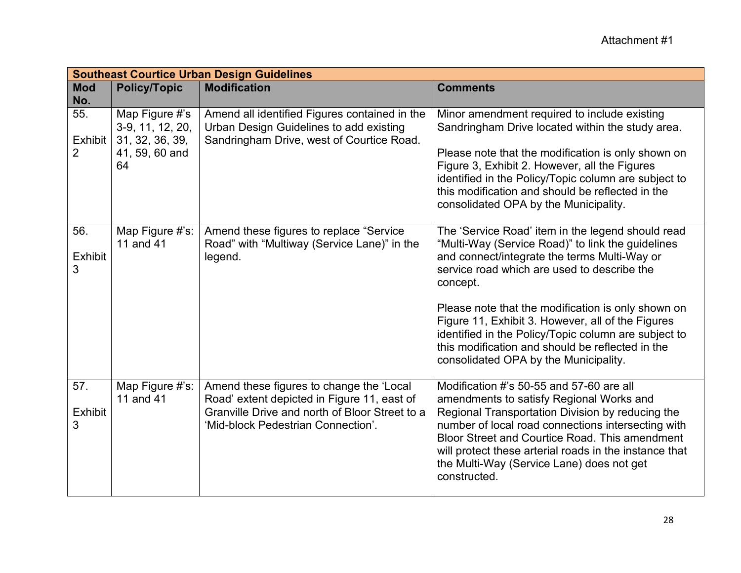Attachment #1

| Southeast Courtice Urban Design Guidelines | | | |
|---|---|---|---|
| **Mod No.** | **Policy/Topic** | **Modification** | **Comments** |
| 55.<br><br>Exhibit 2 | Map Figure #'s 3-9, 11, 12, 20, 31, 32, 36, 39, 41, 59, 60 and 64 | Amend all identified Figures contained in the Urban Design Guidelines to add existing Sandringham Drive, west of Courtice Road. | Minor amendment required to include existing Sandringham Drive located within the study area.<br><br>Please note that the modification is only shown on Figure 3, Exhibit 2. However, all the Figures identified in the Policy/Topic column are subject to this modification and should be reflected in the consolidated OPA by the Municipality. |
| 56.<br><br>Exhibit 3 | Map Figure #'s: 11 and 41 | Amend these figures to replace "Service Road" with "Multiway (Service Lane)" in the legend. | The 'Service Road' item in the legend should read "Multi-Way (Service Road)" to link the guidelines and connect/integrate the terms Multi-Way or service road which are used to describe the concept.<br><br>Please note that the modification is only shown on Figure 11, Exhibit 3. However, all of the Figures identified in the Policy/Topic column are subject to this modification and should be reflected in the consolidated OPA by the Municipality. |
| 57.<br><br>Exhibit 3 | Map Figure #'s: 11 and 41 | Amend these figures to change the 'Local Road' extent depicted in Figure 11, east of Granville Drive and north of Bloor Street to a 'Mid-block Pedestrian Connection'. | Modification #'s 50-55 and 57-60 are all amendments to satisfy Regional Works and Regional Transportation Division by reducing the number of local road connections intersecting with Bloor Street and Courtice Road. This amendment will protect these arterial roads in the instance that the Multi-Way (Service Lane) does not get constructed. |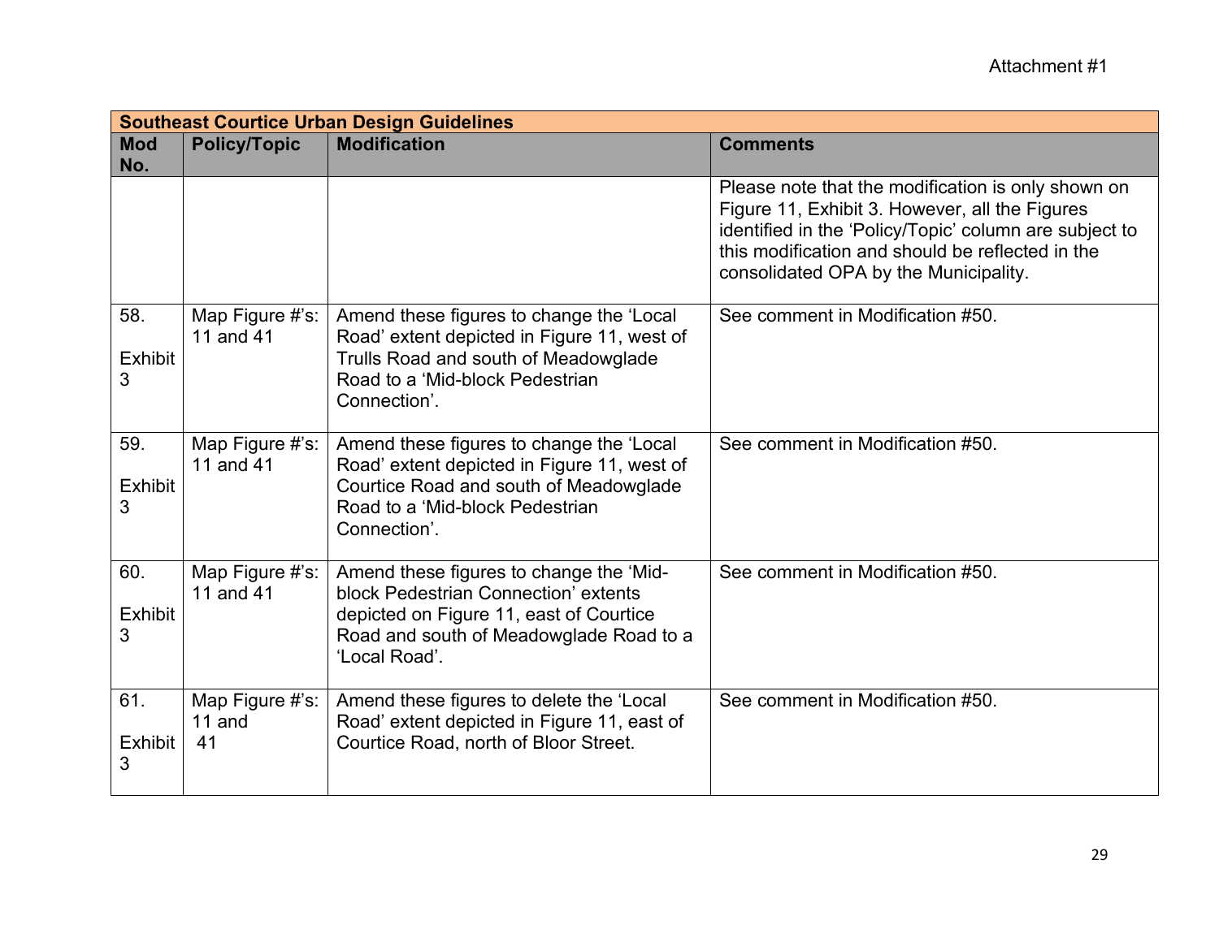Attachment #1

| Southeast Courtice Urban Design Guidelines | | | |
|---|---|---|---|
| **Mod No.** | **Policy/Topic** | **Modification** | **Comments** |
| | | | Please note that the modification is only shown on Figure 11, Exhibit 3. However, all the Figures identified in the 'Policy/Topic' column are subject to this modification and should be reflected in the consolidated OPA by the Municipality. |
| 58. Exhibit 3 | Map Figure #'s: 11 and 41 | Amend these figures to change the 'Local Road' extent depicted in Figure 11, west of Trulls Road and south of Meadowglade Road to a 'Mid-block Pedestrian Connection'. | See comment in Modification #50. |
| 59. Exhibit 3 | Map Figure #'s: 11 and 41 | Amend these figures to change the 'Local Road' extent depicted in Figure 11, west of Courtice Road and south of Meadowglade Road to a 'Mid-block Pedestrian Connection'. | See comment in Modification #50. |
| 60. Exhibit 3 | Map Figure #'s: 11 and 41 | Amend these figures to change the 'Mid-block Pedestrian Connection' extents depicted on Figure 11, east of Courtice Road and south of Meadowglade Road to a 'Local Road'. | See comment in Modification #50. |
| 61. Exhibit 3 | Map Figure #'s: 11 and 41 | Amend these figures to delete the 'Local Road' extent depicted in Figure 11, east of Courtice Road, north of Bloor Street. | See comment in Modification #50. |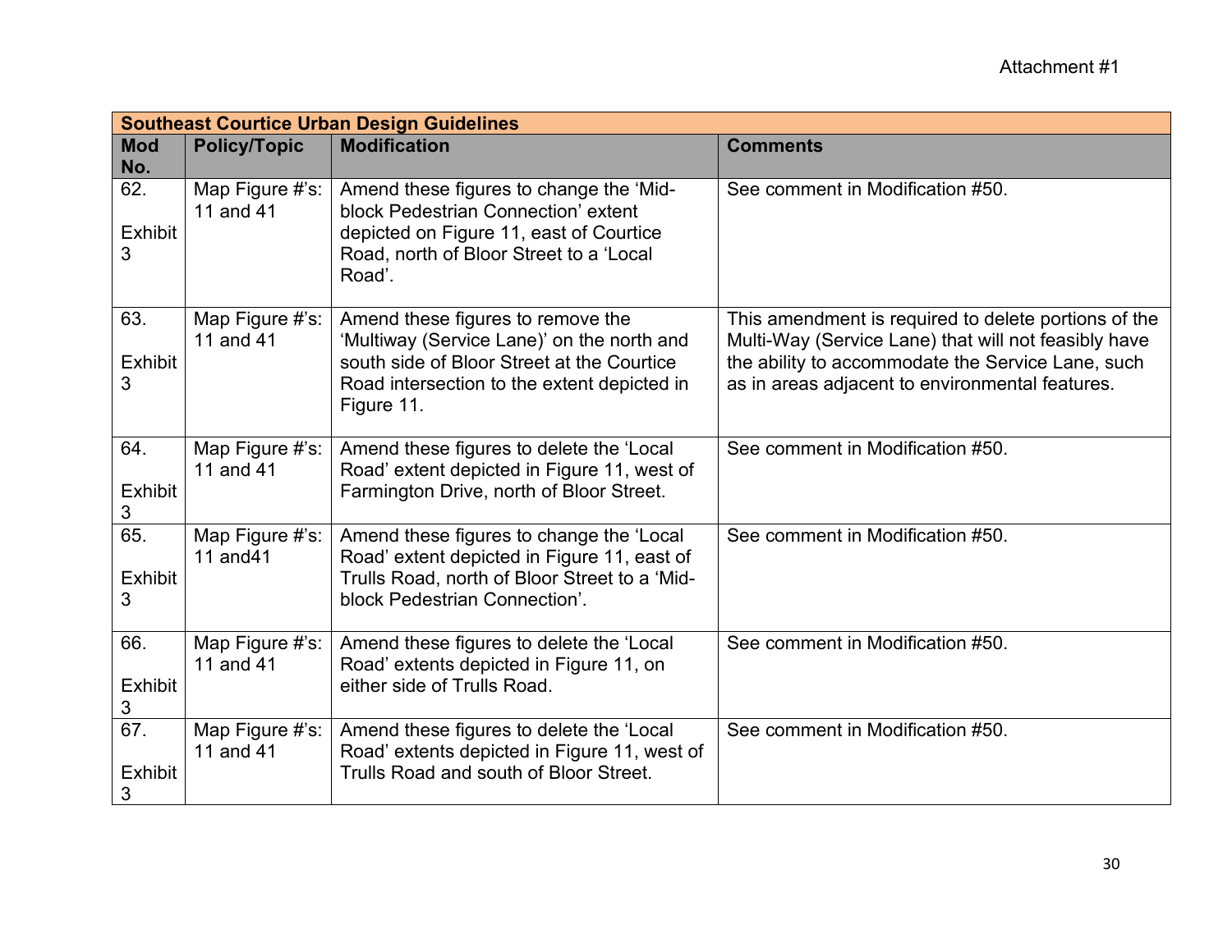Attachment #1

| Southeast Courtice Urban Design Guidelines | | | |
|---|---|---|---|
| Mod No. | Policy/Topic | Modification | Comments |
| 62. Exhibit 3 | Map Figure #'s: 11 and 41 | Amend these figures to change the 'Mid-block Pedestrian Connection' extent depicted on Figure 11, east of Courtice Road, north of Bloor Street to a 'Local Road'. | See comment in Modification #50. |
| 63. Exhibit 3 | Map Figure #'s: 11 and 41 | Amend these figures to remove the 'Multiway (Service Lane)' on the north and south side of Bloor Street at the Courtice Road intersection to the extent depicted in Figure 11. | This amendment is required to delete portions of the Multi-Way (Service Lane) that will not feasibly have the ability to accommodate the Service Lane, such as in areas adjacent to environmental features. |
| 64. Exhibit 3 | Map Figure #'s: 11 and 41 | Amend these figures to delete the 'Local Road' extent depicted in Figure 11, west of Farmington Drive, north of Bloor Street. | See comment in Modification #50. |
| 65. Exhibit 3 | Map Figure #'s: 11 and41 | Amend these figures to change the 'Local Road' extent depicted in Figure 11, east of Trulls Road, north of Bloor Street to a 'Mid-block Pedestrian Connection'. | See comment in Modification #50. |
| 66. Exhibit 3 | Map Figure #'s: 11 and 41 | Amend these figures to delete the 'Local Road' extents depicted in Figure 11, on either side of Trulls Road. | See comment in Modification #50. |
| 67. Exhibit 3 | Map Figure #'s: 11 and 41 | Amend these figures to delete the 'Local Road' extents depicted in Figure 11, west of Trulls Road and south of Bloor Street. | See comment in Modification #50. |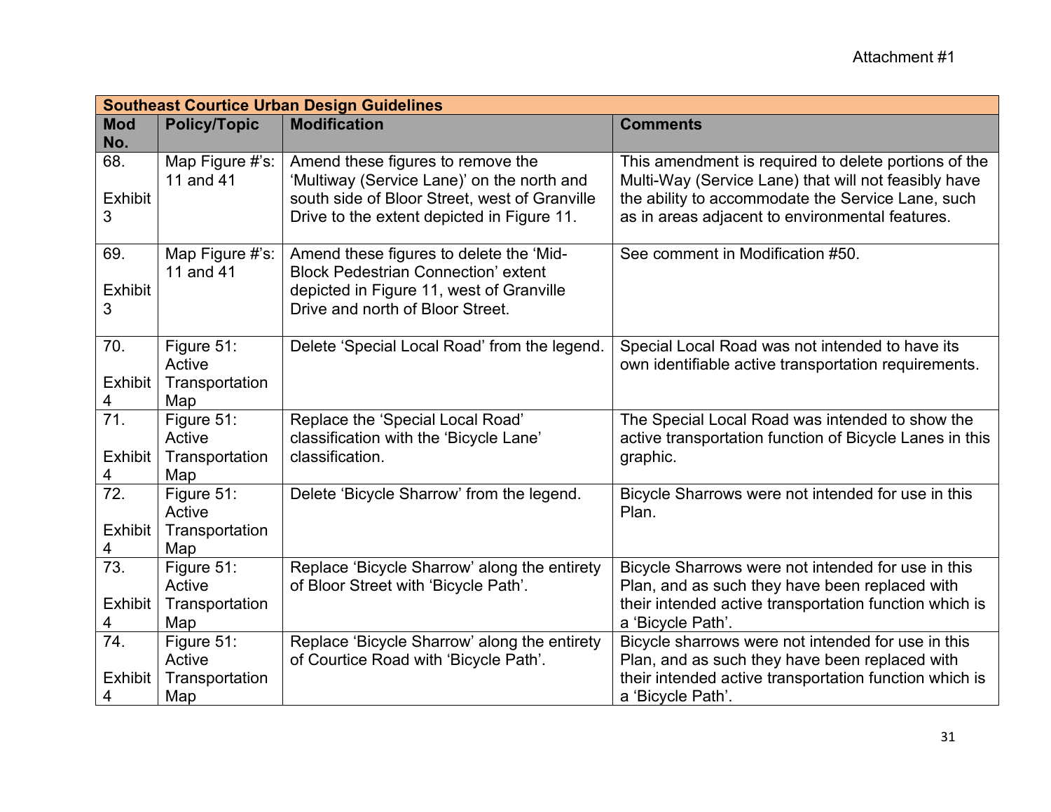Attachment #1

| Southeast Courtice Urban Design Guidelines | | | |
|---|---|---|---|
| **Mod No.** | **Policy/Topic** | **Modification** | **Comments** |
| 68. Exhibit 3 | Map Figure #'s: 11 and 41 | Amend these figures to remove the 'Multiway (Service Lane)' on the north and south side of Bloor Street, west of Granville Drive to the extent depicted in Figure 11. | This amendment is required to delete portions of the Multi-Way (Service Lane) that will not feasibly have the ability to accommodate the Service Lane, such as in areas adjacent to environmental features. |
| 69. Exhibit 3 | Map Figure #'s: 11 and 41 | Amend these figures to delete the 'Mid-Block Pedestrian Connection' extent depicted in Figure 11, west of Granville Drive and north of Bloor Street. | See comment in Modification #50. |
| 70. Exhibit 4 | Figure 51: Active Transportation Map | Delete 'Special Local Road' from the legend. | Special Local Road was not intended to have its own identifiable active transportation requirements. |
| 71. Exhibit 4 | Figure 51: Active Transportation Map | Replace the 'Special Local Road' classification with the 'Bicycle Lane' classification. | The Special Local Road was intended to show the active transportation function of Bicycle Lanes in this graphic. |
| 72. Exhibit 4 | Figure 51: Active Transportation Map | Delete 'Bicycle Sharrow' from the legend. | Bicycle Sharrows were not intended for use in this Plan. |
| 73. Exhibit 4 | Figure 51: Active Transportation Map | Replace 'Bicycle Sharrow' along the entirety of Bloor Street with 'Bicycle Path'. | Bicycle Sharrows were not intended for use in this Plan, and as such they have been replaced with their intended active transportation function which is a 'Bicycle Path'. |
| 74. Exhibit 4 | Figure 51: Active Transportation Map | Replace 'Bicycle Sharrow' along the entirety of Courtice Road with 'Bicycle Path'. | Bicycle sharrows were not intended for use in this Plan, and as such they have been replaced with their intended active transportation function which is a 'Bicycle Path'. |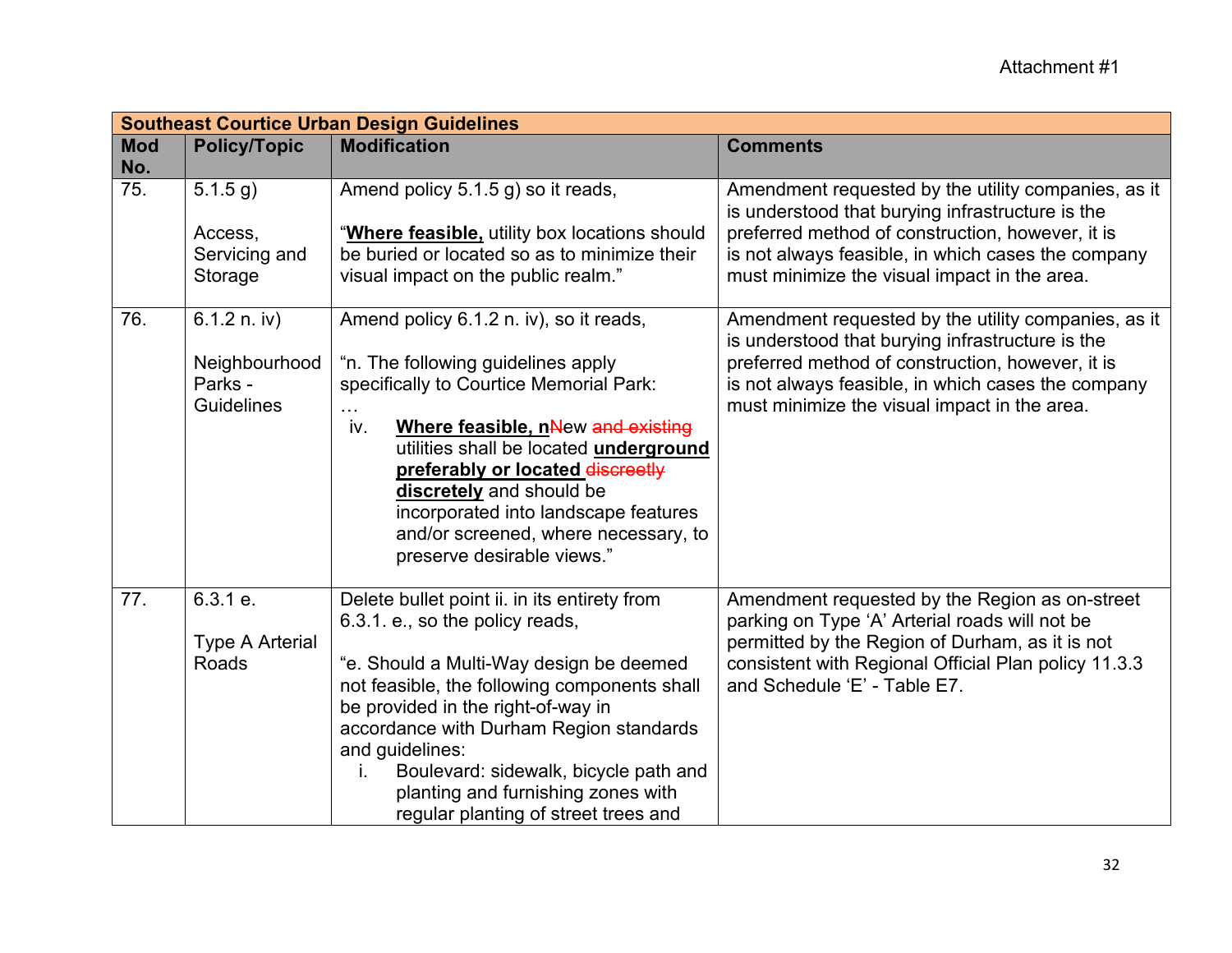Attachment #1

| Southeast Courtice Urban Design Guidelines | | | |
|---|---|---|---|
| **Mod No.** | **Policy/Topic** | **Modification** | **Comments** |
| 75. | 5.1.5 g)<br><br>Access, Servicing and Storage | Amend policy 5.1.5 g) so it reads,<br><br>"**Where feasible,** utility box locations should be buried or located so as to minimize their visual impact on the public realm." | Amendment requested by the utility companies, as it is understood that burying infrastructure is the preferred method of construction, however, it is is not always feasible, in which cases the company must minimize the visual impact in the area. |
| 76. | 6.1.2 n. iv)<br><br>Neighbourhood Parks - Guidelines | Amend policy 6.1.2 n. iv), so it reads,<br><br>"n. The following guidelines apply specifically to Courtice Memorial Park:<br>…<br>iv. **Where feasible, n**~~N~~ew ~~and existing~~ utilities shall be located **underground preferably or located** ~~discreetly~~ **discretely** and should be incorporated into landscape features and/or screened, where necessary, to preserve desirable views." | Amendment requested by the utility companies, as it is understood that burying infrastructure is the preferred method of construction, however, it is is not always feasible, in which cases the company must minimize the visual impact in the area. |
| 77. | 6.3.1 e.<br><br>Type A Arterial Roads | Delete bullet point ii. in its entirety from 6.3.1. e., so the policy reads,<br><br>"e. Should a Multi-Way design be deemed not feasible, the following components shall be provided in the right-of-way in accordance with Durham Region standards and guidelines:<br>i. Boulevard: sidewalk, bicycle path and planting and furnishing zones with regular planting of street trees and | Amendment requested by the Region as on-street parking on Type 'A' Arterial roads will not be permitted by the Region of Durham, as it is not consistent with Regional Official Plan policy 11.3.3 and Schedule 'E' - Table E7. |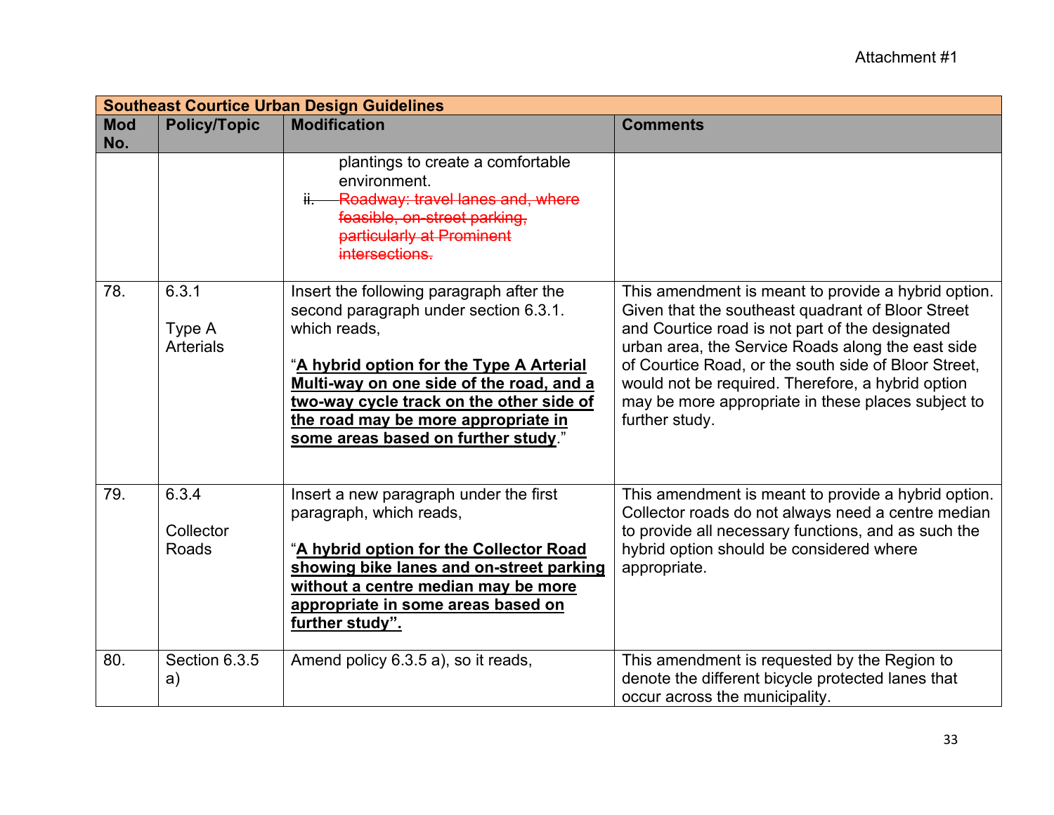Attachment #1

| Southeast Courtice Urban Design Guidelines | | | |
|---|---|---|---|
| **Mod No.** | **Policy/Topic** | **Modification** | **Comments** |
| | | plantings to create a comfortable environment.<br>~~ii. Roadway: travel lanes and, where feasible, on-street parking, particularly at Prominent intersections.~~ | |
| 78. | 6.3.1<br><br>Type A Arterials | Insert the following paragraph after the second paragraph under section 6.3.1. which reads,<br><br>"**<u>A hybrid option for the Type A Arterial Multi-way on one side of the road, and a two-way cycle track on the other side of the road may be more appropriate in some areas based on further study</u>**." | This amendment is meant to provide a hybrid option. Given that the southeast quadrant of Bloor Street and Courtice road is not part of the designated urban area, the Service Roads along the east side of Courtice Road, or the south side of Bloor Street, would not be required. Therefore, a hybrid option may be more appropriate in these places subject to further study. |
| 79. | 6.3.4<br><br>Collector Roads | Insert a new paragraph under the first paragraph, which reads,<br><br>"**<u>A hybrid option for the Collector Road showing bike lanes and on-street parking without a centre median may be more appropriate in some areas based on further study".</u>** | This amendment is meant to provide a hybrid option. Collector roads do not always need a centre median to provide all necessary functions, and as such the hybrid option should be considered where appropriate. |
| 80. | Section 6.3.5 a) | Amend policy 6.3.5 a), so it reads, | This amendment is requested by the Region to denote the different bicycle protected lanes that occur across the municipality. |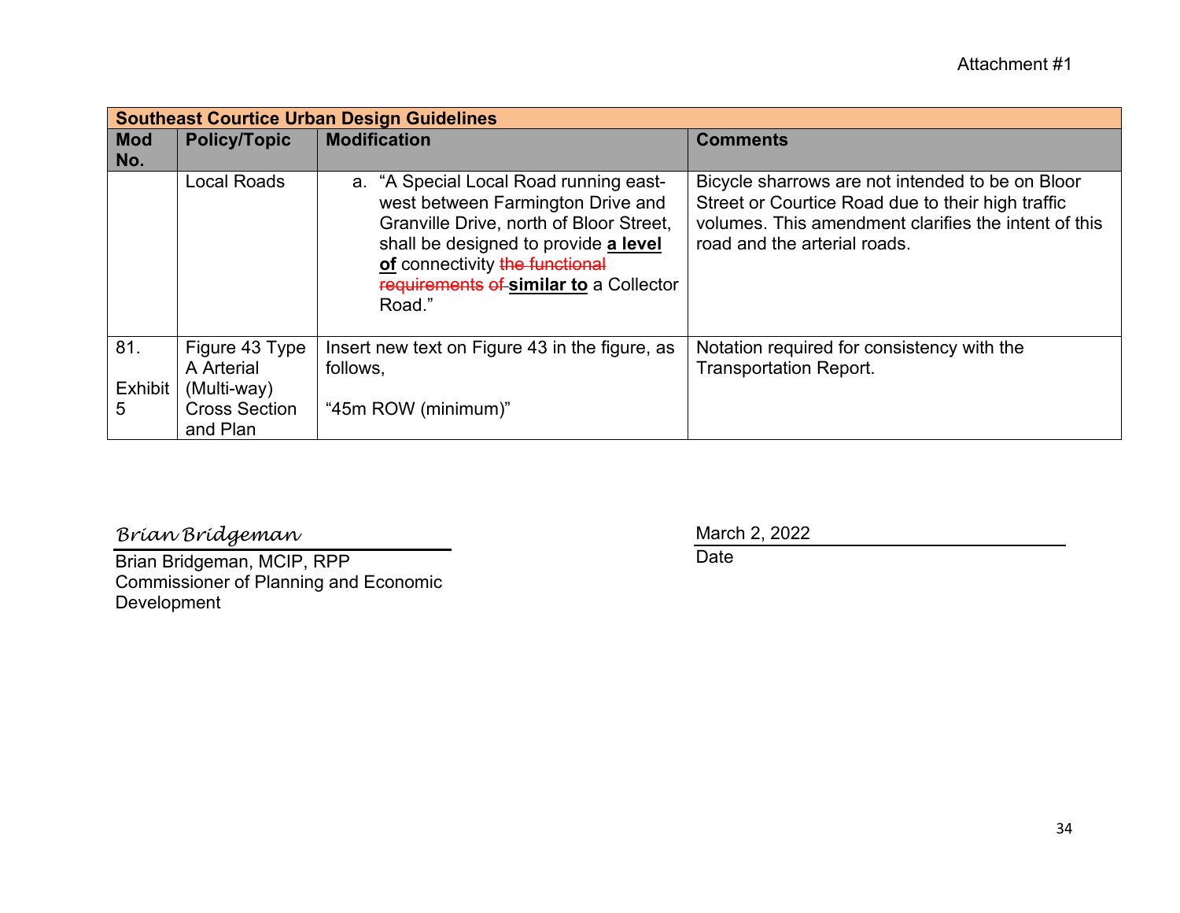Attachment #1

| Southeast Courtice Urban Design Guidelines | | | |
|---|---|---|---|
| **Mod No.** | **Policy/Topic** | **Modification** | **Comments** |
| | Local Roads | a. "A Special Local Road running east-west between Farmington Drive and Granville Drive, north of Bloor Street, shall be designed to provide **a level of** connectivity ~~the functional requirements of~~ **similar to** a Collector Road." | Bicycle sharrows are not intended to be on Bloor Street or Courtice Road due to their high traffic volumes. This amendment clarifies the intent of this road and the arterial roads. |
| 81.<br><br>Exhibit 5 | Figure 43 Type A Arterial (Multi-way) Cross Section and Plan | Insert new text on Figure 43 in the figure, as follows,<br><br>"45m ROW (minimum)" | Notation required for consistency with the Transportation Report. |

*Brian Bridgeman*

Brian Bridgeman, MCIP, RPP
Commissioner of Planning and Economic Development

March 2, 2022
Date